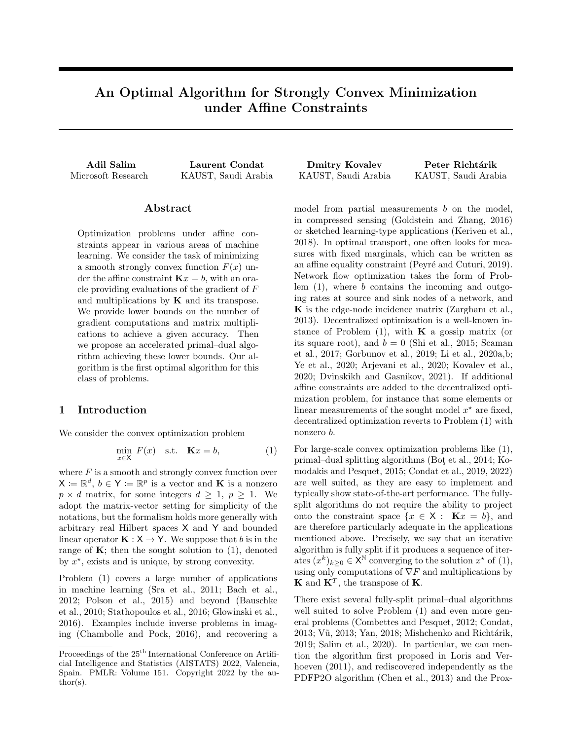# An Optimal Algorithm for Strongly Convex Minimization under Affine Constraints

**Adil Salim**
Microsoft Research

**Laurent Condat**
KAUST, Saudi Arabia

**Dmitry Kovalev**
KAUST, Saudi Arabia

**Peter Richtárik**
KAUST, Saudi Arabia

## Abstract

Optimization problems under affine constraints appear in various areas of machine learning. We consider the task of minimizing a smooth strongly convex function $F(x)$ under the affine constraint $\mathbf{K}x = b$, with an oracle providing evaluations of the gradient of $F$ and multiplications by $\mathbf{K}$ and its transpose. We provide lower bounds on the number of gradient computations and matrix multiplications to achieve a given accuracy. Then we propose an accelerated primal–dual algorithm achieving these lower bounds. Our algorithm is the first optimal algorithm for this class of problems.

## 1 Introduction

We consider the convex optimization problem

$$\min_{x \in \mathsf{X}} F(x) \quad \text{s.t.} \quad \mathbf{K}x = b, \tag{1}$$

where $F$ is a smooth and strongly convex function over $\mathsf{X} \coloneqq \mathbb{R}^d$, $b \in \mathsf{Y} \coloneqq \mathbb{R}^p$ is a vector and $\mathbf{K}$ is a nonzero $p \times d$ matrix, for some integers $d \geq 1$, $p \geq 1$. We adopt the matrix-vector setting for simplicity of the notations, but the formalism holds more generally with arbitrary real Hilbert spaces $\mathsf{X}$ and $\mathsf{Y}$ and bounded linear operator $\mathbf{K} : \mathsf{X} \to \mathsf{Y}$. We suppose that $b$ is in the range of $\mathbf{K}$; then the sought solution to (1), denoted by $x^\star$, exists and is unique, by strong convexity.

Problem (1) covers a large number of applications in machine learning (Sra et al., 2011; Bach et al., 2012; Polson et al., 2015) and beyond (Bauschke et al., 2010; Stathopoulos et al., 2016; Glowinski et al., 2016). Examples include inverse problems in imaging (Chambolle and Pock, 2016), and recovering a model from partial measurements $b$ on the model, in compressed sensing (Goldstein and Zhang, 2016) or sketched learning-type applications (Keriven et al., 2018). In optimal transport, one often looks for measures with fixed marginals, which can be written as an affine equality constraint (Peyré and Cuturi, 2019). Network flow optimization takes the form of Problem (1), where $b$ contains the incoming and outgoing rates at source and sink nodes of a network, and $\mathbf{K}$ is the edge-node incidence matrix (Zargham et al., 2013). Decentralized optimization is a well-known instance of Problem (1), with $\mathbf{K}$ a gossip matrix (or its square root), and $b = 0$ (Shi et al., 2015; Scaman et al., 2017; Gorbunov et al., 2019; Li et al., 2020a,b; Ye et al., 2020; Arjevani et al., 2020; Kovalev et al., 2020; Dvinskikh and Gasnikov, 2021). If additional affine constraints are added to the decentralized optimization problem, for instance that some elements or linear measurements of the sought model $x^\star$ are fixed, decentralized optimization reverts to Problem (1) with nonzero $b$.

For large-scale convex optimization problems like (1), primal–dual splitting algorithms (Boţ et al., 2014; Komodakis and Pesquet, 2015; Condat et al., 2019, 2022) are well suited, as they are easy to implement and typically show state-of-the-art performance. The fully-split algorithms do not require the ability to project onto the constraint space $\{x \in \mathsf{X} : \ \mathbf{K}x = b\}$, and are therefore particularly adequate in the applications mentioned above. Precisely, we say that an iterative algorithm is fully split if it produces a sequence of iterates $(x^k)_{k \geq 0} \in \mathsf{X}^{\mathbb{N}}$ converging to the solution $x^\star$ of (1), using only computations of $\nabla F$ and multiplications by $\mathbf{K}$ and $\mathbf{K}^T$, the transpose of $\mathbf{K}$.

There exist several fully-split primal–dual algorithms well suited to solve Problem (1) and even more general problems (Combettes and Pesquet, 2012; Condat, 2013; Vũ, 2013; Yan, 2018; Mishchenko and Richtárik, 2019; Salim et al., 2020). In particular, we can mention the algorithm first proposed in Loris and Verhoeven (2011), and rediscovered independently as the PDFP2O algorithm (Chen et al., 2013) and the Prox-

Proceedings of the 25[th] International Conference on Artificial Intelligence and Statistics (AISTATS) 2022, Valencia, Spain. PMLR: Volume 151. Copyright 2022 by the author(s).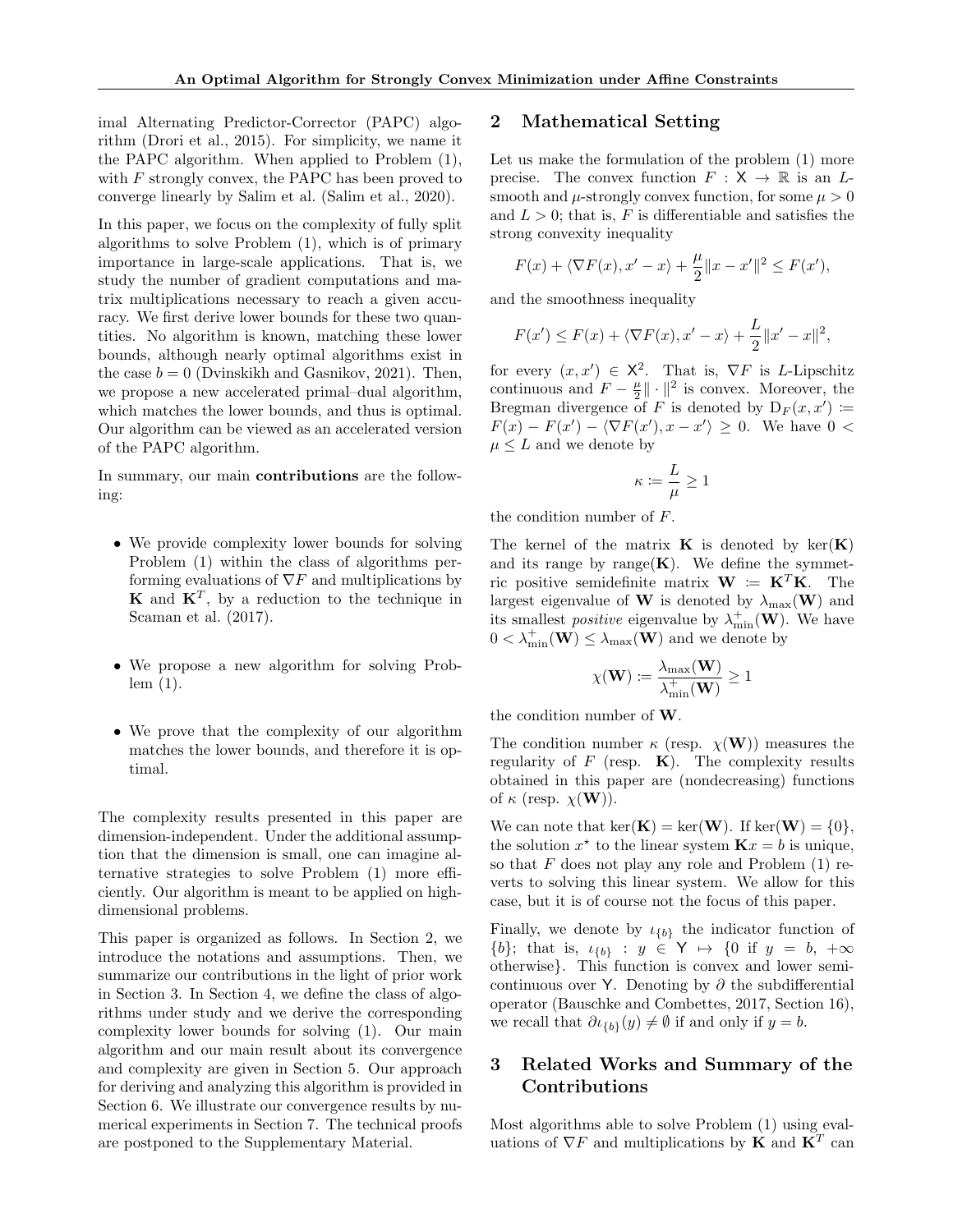imal Alternating Predictor-Corrector (PAPC) algorithm (Drori et al., 2015). For simplicity, we name it the PAPC algorithm. When applied to Problem (1), with $F$ strongly convex, the PAPC has been proved to converge linearly by Salim et al. (Salim et al., 2020).

In this paper, we focus on the complexity of fully split algorithms to solve Problem (1), which is of primary importance in large-scale applications. That is, we study the number of gradient computations and matrix multiplications necessary to reach a given accuracy. We first derive lower bounds for these two quantities. No algorithm is known, matching these lower bounds, although nearly optimal algorithms exist in the case $b = 0$ (Dvinskikh and Gasnikov, 2021). Then, we propose a new accelerated primal–dual algorithm, which matches the lower bounds, and thus is optimal. Our algorithm can be viewed as an accelerated version of the PAPC algorithm.

In summary, our main **contributions** are the following:

- We provide complexity lower bounds for solving Problem (1) within the class of algorithms performing evaluations of $\nabla F$ and multiplications by $\mathbf{K}$ and $\mathbf{K}^T$, by a reduction to the technique in Scaman et al. (2017).
- We propose a new algorithm for solving Problem (1).
- We prove that the complexity of our algorithm matches the lower bounds, and therefore it is optimal.

The complexity results presented in this paper are dimension-independent. Under the additional assumption that the dimension is small, one can imagine alternative strategies to solve Problem (1) more efficiently. Our algorithm is meant to be applied on high-dimensional problems.

This paper is organized as follows. In Section 2, we introduce the notations and assumptions. Then, we summarize our contributions in the light of prior work in Section 3. In Section 4, we define the class of algorithms under study and we derive the corresponding complexity lower bounds for solving (1). Our main algorithm and our main result about its convergence and complexity are given in Section 5. Our approach for deriving and analyzing this algorithm is provided in Section 6. We illustrate our convergence results by numerical experiments in Section 7. The technical proofs are postponed to the Supplementary Material.

## 2 Mathematical Setting

Let us make the formulation of the problem (1) more precise. The convex function $F : \mathsf{X} \to \mathbb{R}$ is an $L$-smooth and $\mu$-strongly convex function, for some $\mu > 0$ and $L > 0$; that is, $F$ is differentiable and satisfies the strong convexity inequality

$$F(x) + \langle \nabla F(x), x' - x \rangle + \frac{\mu}{2}\|x - x'\|^2 \leq F(x'),$$

and the smoothness inequality

$$F(x') \leq F(x) + \langle \nabla F(x), x' - x \rangle + \frac{L}{2}\|x' - x\|^2,$$

for every $(x, x') \in \mathsf{X}^2$. That is, $\nabla F$ is $L$-Lipschitz continuous and $F - \frac{\mu}{2}\|\cdot\|^2$ is convex. Moreover, the Bregman divergence of $F$ is denoted by $\mathrm{D}_F(x, x') \coloneqq F(x) - F(x') - \langle \nabla F(x'), x - x' \rangle \geq 0$. We have $0 < \mu \leq L$ and we denote by

$$\kappa \coloneqq \frac{L}{\mu} \geq 1$$

the condition number of $F$.

The kernel of the matrix $\mathbf{K}$ is denoted by $\ker(\mathbf{K})$ and its range by $\mathrm{range}(\mathbf{K})$. We define the symmetric positive semidefinite matrix $\mathbf{W} \coloneqq \mathbf{K}^T\mathbf{K}$. The largest eigenvalue of $\mathbf{W}$ is denoted by $\lambda_{\max}(\mathbf{W})$ and its smallest *positive* eigenvalue by $\lambda^+_{\min}(\mathbf{W})$. We have $0 < \lambda^+_{\min}(\mathbf{W}) \leq \lambda_{\max}(\mathbf{W})$ and we denote by

$$\chi(\mathbf{W}) \coloneqq \frac{\lambda_{\max}(\mathbf{W})}{\lambda^+_{\min}(\mathbf{W})} \geq 1$$

the condition number of $\mathbf{W}$.

The condition number $\kappa$ (resp. $\chi(\mathbf{W})$) measures the regularity of $F$ (resp. $\mathbf{K}$). The complexity results obtained in this paper are (nondecreasing) functions of $\kappa$ (resp. $\chi(\mathbf{W})$).

We can note that $\ker(\mathbf{K}) = \ker(\mathbf{W})$. If $\ker(\mathbf{W}) = \{0\}$, the solution $x^\star$ to the linear system $\mathbf{K}x = b$ is unique, so that $F$ does not play any role and Problem (1) reverts to solving this linear system. We allow for this case, but it is of course not the focus of this paper.

Finally, we denote by $\iota_{\{b\}}$ the indicator function of $\{b\}$; that is, $\iota_{\{b\}} : y \in \mathsf{Y} \mapsto \{0$ if $y = b$, $+\infty$ otherwise$\}$. This function is convex and lower semicontinuous over $\mathsf{Y}$. Denoting by $\partial$ the subdifferential operator (Bauschke and Combettes, 2017, Section 16), we recall that $\partial\iota_{\{b\}}(y) \neq \emptyset$ if and only if $y = b$.

## 3 Related Works and Summary of the Contributions

Most algorithms able to solve Problem (1) using evaluations of $\nabla F$ and multiplications by $\mathbf{K}$ and $\mathbf{K}^T$ can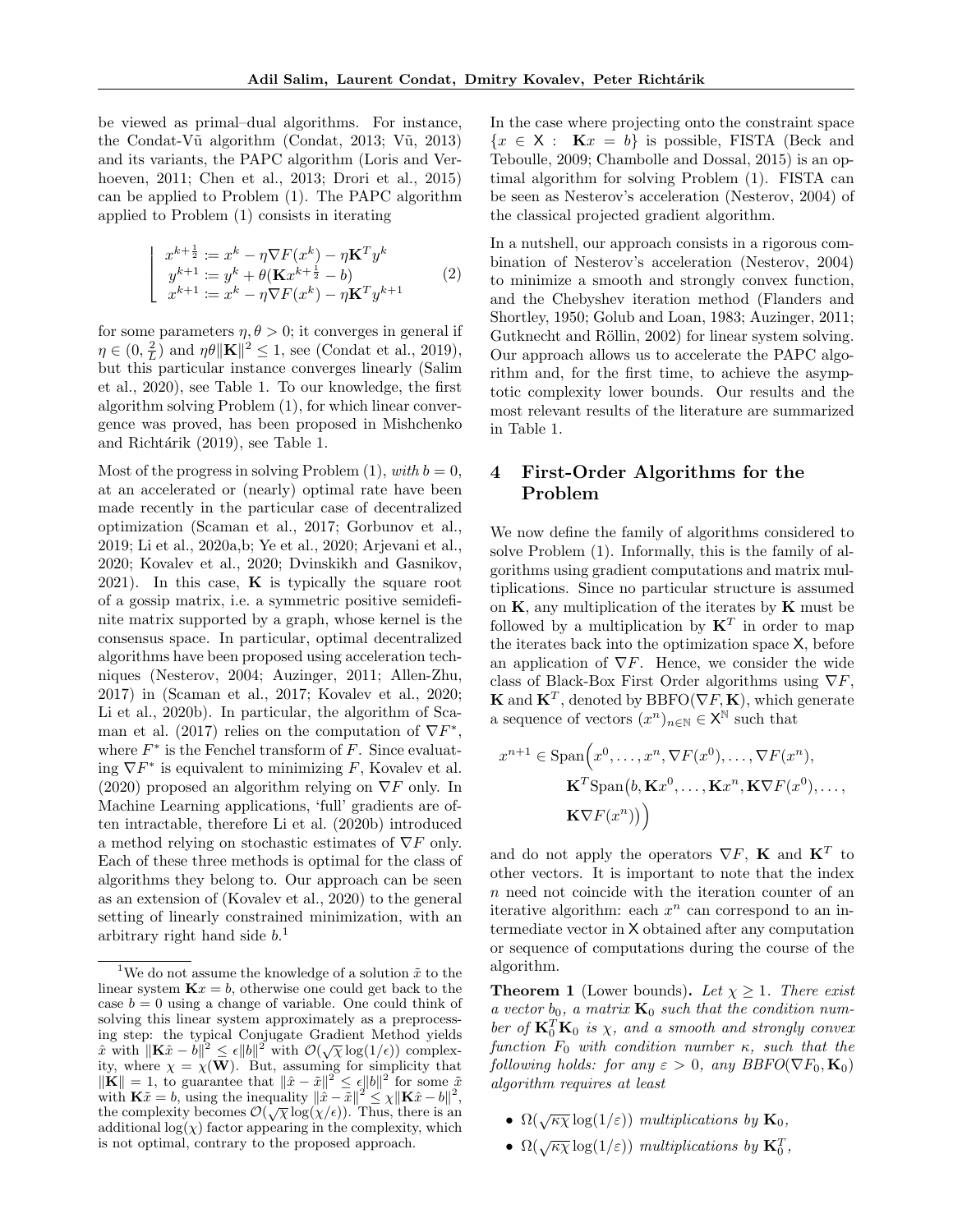be viewed as primal–dual algorithms. For instance, the Condat-Vũ algorithm (Condat, 2013; Vũ, 2013) and its variants, the PAPC algorithm (Loris and Verhoeven, 2011; Chen et al., 2013; Drori et al., 2015) can be applied to Problem (1). The PAPC algorithm applied to Problem (1) consists in iterating

$$
\left\lfloor \begin{array}{l} x^{k+\frac{1}{2}} := x^k - \eta \nabla F(x^k) - \eta \mathbf{K}^T y^k \\ y^{k+1} := y^k + \theta(\mathbf{K}x^{k+\frac{1}{2}} - b) \\ x^{k+1} := x^k - \eta \nabla F(x^k) - \eta \mathbf{K}^T y^{k+1} \end{array} \right. \tag{2}
$$

for some parameters $\eta, \theta > 0$; it converges in general if $\eta \in (0, \frac{2}{L})$ and $\eta\theta\|\mathbf{K}\|^2 \leq 1$, see (Condat et al., 2019), but this particular instance converges linearly (Salim et al., 2020), see Table 1. To our knowledge, the first algorithm solving Problem (1), for which linear convergence was proved, has been proposed in Mishchenko and Richtárik (2019), see Table 1.

Most of the progress in solving Problem (1), *with* $b = 0$, at an accelerated or (nearly) optimal rate have been made recently in the particular case of decentralized optimization (Scaman et al., 2017; Gorbunov et al., 2019; Li et al., 2020a,b; Ye et al., 2020; Arjevani et al., 2020; Kovalev et al., 2020; Dvinskikh and Gasnikov, 2021). In this case, $\mathbf{K}$ is typically the square root of a gossip matrix, i.e. a symmetric positive semidefinite matrix supported by a graph, whose kernel is the consensus space. In particular, optimal decentralized algorithms have been proposed using acceleration techniques (Nesterov, 2004; Auzinger, 2011; Allen-Zhu, 2017) in (Scaman et al., 2017; Kovalev et al., 2020; Li et al., 2020b). In particular, the algorithm of Scaman et al. (2017) relies on the computation of $\nabla F^*$, where $F^*$ is the Fenchel transform of $F$. Since evaluating $\nabla F^*$ is equivalent to minimizing $F$, Kovalev et al. (2020) proposed an algorithm relying on $\nabla F$ only. In Machine Learning applications, 'full' gradients are often intractable, therefore Li et al. (2020b) introduced a method relying on stochastic estimates of $\nabla F$ only. Each of these three methods is optimal for the class of algorithms they belong to. Our approach can be seen as an extension of (Kovalev et al., 2020) to the general setting of linearly constrained minimization, with an arbitrary right hand side $b$.[1]

In the case where projecting onto the constraint space $\{x \in \mathsf{X} : \mathbf{K}x = b\}$ is possible, FISTA (Beck and Teboulle, 2009; Chambolle and Dossal, 2015) is an optimal algorithm for solving Problem (1). FISTA can be seen as Nesterov's acceleration (Nesterov, 2004) of the classical projected gradient algorithm.

In a nutshell, our approach consists in a rigorous combination of Nesterov's acceleration (Nesterov, 2004) to minimize a smooth and strongly convex function, and the Chebyshev iteration method (Flanders and Shortley, 1950; Golub and Loan, 1983; Auzinger, 2011; Gutknecht and Röllin, 2002) for linear system solving. Our approach allows us to accelerate the PAPC algorithm and, for the first time, to achieve the asymptotic complexity lower bounds. Our results and the most relevant results of the literature are summarized in Table 1.

## 4 First-Order Algorithms for the Problem

We now define the family of algorithms considered to solve Problem (1). Informally, this is the family of algorithms using gradient computations and matrix multiplications. Since no particular structure is assumed on $\mathbf{K}$, any multiplication of the iterates by $\mathbf{K}$ must be followed by a multiplication by $\mathbf{K}^T$ in order to map the iterates back into the optimization space $\mathsf{X}$, before an application of $\nabla F$. Hence, we consider the wide class of Black-Box First Order algorithms using $\nabla F$, $\mathbf{K}$ and $\mathbf{K}^T$, denoted by BBFO($\nabla F, \mathbf{K}$), which generate a sequence of vectors $(x^n)_{n\in\mathbb{N}} \in \mathsf{X}^{\mathbb{N}}$ such that

$$
\begin{aligned}
x^{n+1} \in \operatorname{Span}\Big(&x^0, \ldots, x^n, \nabla F(x^0), \ldots, \nabla F(x^n), \\
&\mathbf{K}^T \operatorname{Span}\big(b, \mathbf{K}x^0, \ldots, \mathbf{K}x^n, \mathbf{K}\nabla F(x^0), \ldots, \\
&\mathbf{K}\nabla F(x^n)\big)\Big)
\end{aligned}
$$

and do not apply the operators $\nabla F$, $\mathbf{K}$ and $\mathbf{K}^T$ to other vectors. It is important to note that the index $n$ need not coincide with the iteration counter of an iterative algorithm: each $x^n$ can correspond to an intermediate vector in $\mathsf{X}$ obtained after any computation or sequence of computations during the course of the algorithm.

**Theorem 1** (Lower bounds)**.** *Let $\chi \geq 1$. There exist a vector $b_0$, a matrix $\mathbf{K}_0$ such that the condition number of $\mathbf{K}_0^T\mathbf{K}_0$ is $\chi$, and a smooth and strongly convex function $F_0$ with condition number $\kappa$, such that the following holds: for any $\varepsilon > 0$, any BBFO($\nabla F_0, \mathbf{K}_0$) algorithm requires at least*

- $\Omega(\sqrt{\kappa\chi}\log(1/\varepsilon))$ *multiplications by* $\mathbf{K}_0$,
- $\Omega(\sqrt{\kappa\chi}\log(1/\varepsilon))$ *multiplications by* $\mathbf{K}_0^T$,

---

[1] We do not assume the knowledge of a solution $\tilde{x}$ to the linear system $\mathbf{K}x = b$, otherwise one could get back to the case $b = 0$ using a change of variable. One could think of solving this linear system approximately as a preprocessing step: the typical Conjugate Gradient Method yields $\hat{x}$ with $\|\mathbf{K}\hat{x} - b\|^2 \leq \epsilon\|b\|^2$ with $\mathcal{O}(\sqrt{\chi}\log(1/\epsilon))$ complexity, where $\chi = \chi(\mathbf{W})$. But, assuming for simplicity that $\|\mathbf{K}\| = 1$, to guarantee that $\|\hat{x} - \tilde{x}\|^2 \leq \epsilon\|b\|^2$ for some $\tilde{x}$ with $\mathbf{K}\tilde{x} = b$, using the inequality $\|\hat{x} - \tilde{x}\|^2 \leq \chi\|\mathbf{K}\hat{x} - b\|^2$, the complexity becomes $\mathcal{O}(\sqrt{\chi}\log(\chi/\epsilon))$. Thus, there is an additional $\log(\chi)$ factor appearing in the complexity, which is not optimal, contrary to the proposed approach.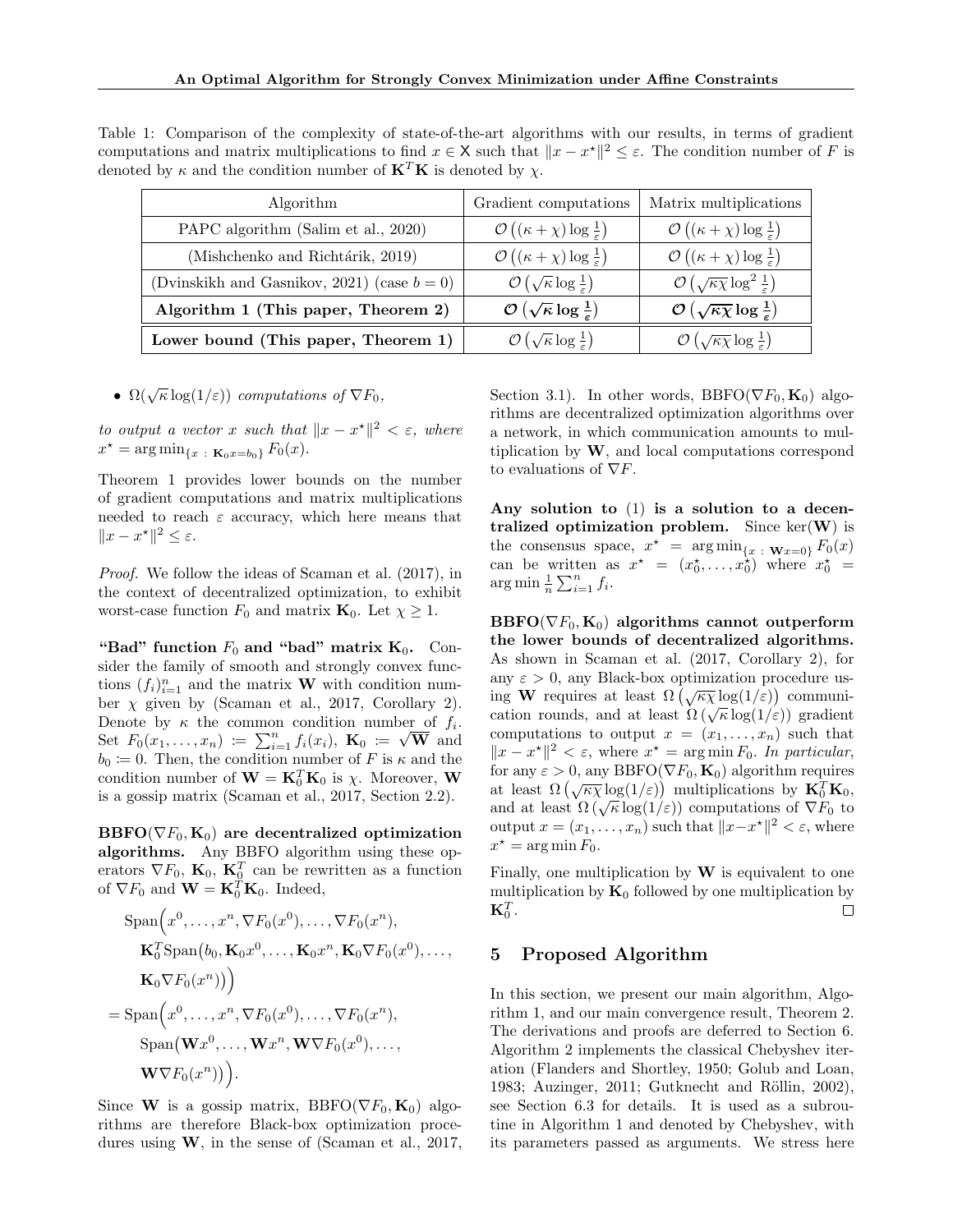Table 1: Comparison of the complexity of state-of-the-art algorithms with our results, in terms of gradient computations and matrix multiplications to find $x \in \mathsf{X}$ such that $\|x - x^\star\|^2 \leq \varepsilon$. The condition number of $F$ is denoted by $\kappa$ and the condition number of $\mathbf{K}^T\mathbf{K}$ is denoted by $\chi$.

| Algorithm | Gradient computations | Matrix multiplications |
|---|---|---|
| PAPC algorithm (Salim et al., 2020) | $\mathcal{O}\left((\kappa + \chi)\log\frac{1}{\varepsilon}\right)$ | $\mathcal{O}\left((\kappa + \chi)\log\frac{1}{\varepsilon}\right)$ |
| (Mishchenko and Richtárik, 2019) | $\mathcal{O}\left((\kappa + \chi)\log\frac{1}{\varepsilon}\right)$ | $\mathcal{O}\left((\kappa + \chi)\log\frac{1}{\varepsilon}\right)$ |
| (Dvinskikh and Gasnikov, 2021) (case $b = 0$) | $\mathcal{O}\left(\sqrt{\kappa}\log\frac{1}{\varepsilon}\right)$ | $\mathcal{O}\left(\sqrt{\kappa\chi}\log^2\frac{1}{\varepsilon}\right)$ |
| **Algorithm 1 (This paper, Theorem 2)** | $\boldsymbol{\mathcal{O}\left(\sqrt{\kappa}\log\frac{1}{\varepsilon}\right)}$ | $\boldsymbol{\mathcal{O}\left(\sqrt{\kappa\chi}\log\frac{1}{\varepsilon}\right)}$ |
| **Lower bound (This paper, Theorem 1)** | $\mathcal{O}\left(\sqrt{\kappa}\log\frac{1}{\varepsilon}\right)$ | $\mathcal{O}\left(\sqrt{\kappa\chi}\log\frac{1}{\varepsilon}\right)$ |

- *$\Omega(\sqrt{\kappa}\log(1/\varepsilon))$ computations of $\nabla F_0$,*

*to output a vector $x$ such that $\|x - x^\star\|^2 < \varepsilon$, where $x^\star = \arg\min_{\{x \,:\, \mathbf{K}_0 x = b_0\}} F_0(x)$.*

Theorem 1 provides lower bounds on the number of gradient computations and matrix multiplications needed to reach $\varepsilon$ accuracy, which here means that $\|x - x^\star\|^2 \leq \varepsilon$.

*Proof.* We follow the ideas of Scaman et al. (2017), in the context of decentralized optimization, to exhibit worst-case function $F_0$ and matrix $\mathbf{K}_0$. Let $\chi \geq 1$.

**"Bad" function $F_0$ and "bad" matrix $\mathbf{K}_0$.** Consider the family of smooth and strongly convex functions $(f_i)_{i=1}^n$ and the matrix $\mathbf{W}$ with condition number $\chi$ given by (Scaman et al., 2017, Corollary 2). Denote by $\kappa$ the common condition number of $f_i$. Set $F_0(x_1, \ldots, x_n) \coloneqq \sum_{i=1}^n f_i(x_i)$, $\mathbf{K}_0 \coloneqq \sqrt{\mathbf{W}}$ and $b_0 \coloneqq 0$. Then, the condition number of $F$ is $\kappa$ and the condition number of $\mathbf{W} = \mathbf{K}_0^T\mathbf{K}_0$ is $\chi$. Moreover, $\mathbf{W}$ is a gossip matrix (Scaman et al., 2017, Section 2.2).

**$\mathrm{BBFO}(\nabla F_0, \mathbf{K}_0)$ are decentralized optimization algorithms.** Any BBFO algorithm using these operators $\nabla F_0$, $\mathbf{K}_0$, $\mathbf{K}_0^T$ can be rewritten as a function of $\nabla F_0$ and $\mathbf{W} = \mathbf{K}_0^T\mathbf{K}_0$. Indeed,

$$
\begin{aligned}
&\mathrm{Span}\Big(x^0, \ldots, x^n, \nabla F_0(x^0), \ldots, \nabla F_0(x^n), \\
&\quad \mathbf{K}_0^T \mathrm{Span}\big(b_0, \mathbf{K}_0 x^0, \ldots, \mathbf{K}_0 x^n, \mathbf{K}_0 \nabla F_0(x^0), \ldots, \\
&\quad \mathbf{K}_0 \nabla F_0(x^n)\big)\Big) \\
&= \mathrm{Span}\Big(x^0, \ldots, x^n, \nabla F_0(x^0), \ldots, \nabla F_0(x^n), \\
&\quad \mathrm{Span}\big(\mathbf{W}x^0, \ldots, \mathbf{W}x^n, \mathbf{W}\nabla F_0(x^0), \ldots, \\
&\quad \mathbf{W}\nabla F_0(x^n)\big)\Big).
\end{aligned}
$$

Since $\mathbf{W}$ is a gossip matrix, $\mathrm{BBFO}(\nabla F_0, \mathbf{K}_0)$ algorithms are therefore Black-box optimization procedures using $\mathbf{W}$, in the sense of (Scaman et al., 2017, Section 3.1). In other words, $\mathrm{BBFO}(\nabla F_0, \mathbf{K}_0)$ algorithms are decentralized optimization algorithms over a network, in which communication amounts to multiplication by $\mathbf{W}$, and local computations correspond to evaluations of $\nabla F$.

**Any solution to (1) is a solution to a decentralized optimization problem.** Since $\ker(\mathbf{W})$ is the consensus space, $x^\star = \arg\min_{\{x \,:\, \mathbf{W}x = 0\}} F_0(x)$ can be written as $x^\star = (x_0^\star, \ldots, x_0^\star)$ where $x_0^\star = \arg\min \frac{1}{n}\sum_{i=1}^n f_i$.

**$\mathrm{BBFO}(\nabla F_0, \mathbf{K}_0)$ algorithms cannot outperform the lower bounds of decentralized algorithms.** As shown in Scaman et al. (2017, Corollary 2), for any $\varepsilon > 0$, any Black-box optimization procedure using $\mathbf{W}$ requires at least $\Omega\left(\sqrt{\kappa\chi}\log(1/\varepsilon)\right)$ communication rounds, and at least $\Omega\left(\sqrt{\kappa}\log(1/\varepsilon)\right)$ gradient computations to output $x = (x_1, \ldots, x_n)$ such that $\|x - x^\star\|^2 < \varepsilon$, where $x^\star = \arg\min F_0$. *In particular*, for any $\varepsilon > 0$, any $\mathrm{BBFO}(\nabla F_0, \mathbf{K}_0)$ algorithm requires at least $\Omega\left(\sqrt{\kappa\chi}\log(1/\varepsilon)\right)$ multiplications by $\mathbf{K}_0^T\mathbf{K}_0$, and at least $\Omega\left(\sqrt{\kappa}\log(1/\varepsilon)\right)$ computations of $\nabla F_0$ to output $x = (x_1, \ldots, x_n)$ such that $\|x - x^\star\|^2 < \varepsilon$, where $x^\star = \arg\min F_0$.

Finally, one multiplication by $\mathbf{W}$ is equivalent to one multiplication by $\mathbf{K}_0$ followed by one multiplication by $\mathbf{K}_0^T$. $\square$

## 5 Proposed Algorithm

In this section, we present our main algorithm, Algorithm 1, and our main convergence result, Theorem 2. The derivations and proofs are deferred to Section 6. Algorithm 2 implements the classical Chebyshev iteration (Flanders and Shortley, 1950; Golub and Loan, 1983; Auzinger, 2011; Gutknecht and Röllin, 2002), see Section 6.3 for details. It is used as a subroutine in Algorithm 1 and denoted by Chebyshev, with its parameters passed as arguments. We stress here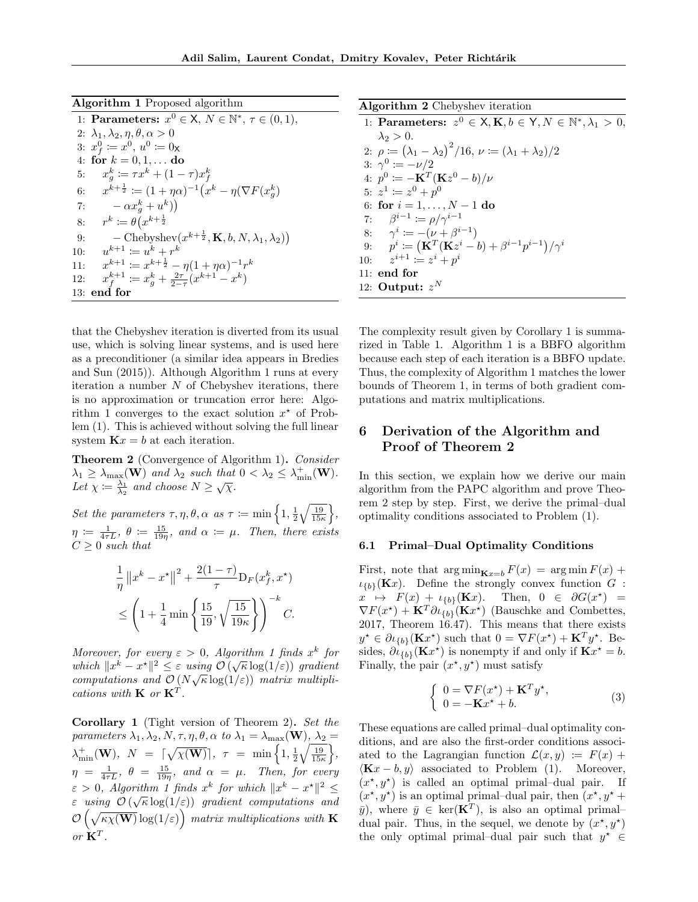**Algorithm 1** Proposed algorithm

1: **Parameters:** $x^0 \in \mathsf{X}$, $N \in \mathbb{N}^*$, $\tau \in (0,1)$,
2: $\lambda_1, \lambda_2, \eta, \theta, \alpha > 0$
3: $x_f^0 := x^0$, $u^0 := 0_{\mathsf{X}}$
4: **for** $k = 0, 1, \dots$ **do**
5: $\quad x_g^k := \tau x^k + (1-\tau) x_f^k$
6: $\quad x^{k+\frac{1}{2}} := (1+\eta\alpha)^{-1}\big(x^k - \eta(\nabla F(x_g^k)$
7: $\quad\quad - \alpha x_g^k + u^k)\big)$
8: $\quad r^k := \theta\big(x^{k+\frac{1}{2}}$
9: $\quad\quad - \text{Chebyshev}(x^{k+\frac{1}{2}}, \mathbf{K}, b, N, \lambda_1, \lambda_2)\big)$
10: $\quad u^{k+1} := u^k + r^k$
11: $\quad x^{k+1} := x^{k+\frac{1}{2}} - \eta(1+\eta\alpha)^{-1} r^k$
12: $\quad x_f^{k+1} := x_g^k + \frac{2\tau}{2-\tau}(x^{k+1} - x^k)$
13: **end for**

**Algorithm 2** Chebyshev iteration

1: **Parameters:** $z^0 \in \mathsf{X}, \mathbf{K}, b \in \mathsf{Y}, N \in \mathbb{N}^*, \lambda_1 > 0, \lambda_2 > 0$.
2: $\rho := \big(\lambda_1 - \lambda_2\big)^2/16$, $\nu := (\lambda_1 + \lambda_2)/2$
3: $\gamma^0 := -\nu/2$
4: $p^0 := -\mathbf{K}^T(\mathbf{K}z^0 - b)/\nu$
5: $z^1 := z^0 + p^0$
6: **for** $i = 1, \dots, N-1$ **do**
7: $\quad \beta^{i-1} := \rho/\gamma^{i-1}$
8: $\quad \gamma^i := -(\nu + \beta^{i-1})$
9: $\quad p^i := \big(\mathbf{K}^T(\mathbf{K}z^i - b) + \beta^{i-1}p^{i-1}\big)/\gamma^i$
10: $\quad z^{i+1} := z^i + p^i$
11: **end for**
12: **Output:** $z^N$

that the Chebyshev iteration is diverted from its usual use, which is solving linear systems, and is used here as a preconditioner (a similar idea appears in Bredies and Sun (2015)). Although Algorithm 1 runs at every iteration a number $N$ of Chebyshev iterations, there is no approximation or truncation error here: Algorithm 1 converges to the exact solution $x^\star$ of Problem (1). This is achieved without solving the full linear system $\mathbf{K}x = b$ at each iteration.

**Theorem 2** (Convergence of Algorithm 1)**.** *Consider $\lambda_1 \geq \lambda_{\max}(\mathbf{W})$ and $\lambda_2$ such that $0 < \lambda_2 \leq \lambda_{\min}^+(\mathbf{W})$. Let $\chi := \frac{\lambda_1}{\lambda_2}$ and choose $N \geq \sqrt{\chi}$.*

*Set the parameters $\tau, \eta, \theta, \alpha$ as $\tau := \min\left\{1, \frac{1}{2}\sqrt{\frac{19}{15\kappa}}\right\}$, $\eta := \frac{1}{4\tau L}$, $\theta := \frac{15}{19\eta}$, and $\alpha := \mu$. Then, there exists $C \geq 0$ such that*

$$\frac{1}{\eta}\left\|x^k - x^\star\right\|^2 + \frac{2(1-\tau)}{\tau}\mathrm{D}_F(x_f^k, x^\star) \leq \left(1 + \frac{1}{4}\min\left\{\frac{15}{19}, \sqrt{\frac{15}{19\kappa}}\right\}\right)^{-k} C.$$

*Moreover, for every $\varepsilon > 0$, Algorithm 1 finds $x^k$ for which $\|x^k - x^\star\|^2 \leq \varepsilon$ using $\mathcal{O}(\sqrt{\kappa}\log(1/\varepsilon))$ gradient computations and $\mathcal{O}(N\sqrt{\kappa}\log(1/\varepsilon))$ matrix multiplications with $\mathbf{K}$ or $\mathbf{K}^T$.*

**Corollary 1** (Tight version of Theorem 2)**.** *Set the parameters $\lambda_1, \lambda_2, N, \tau, \eta, \theta, \alpha$ to $\lambda_1 = \lambda_{\max}(\mathbf{W})$, $\lambda_2 = \lambda_{\min}^+(\mathbf{W})$, $N = \lceil\sqrt{\chi(\mathbf{W})}\rceil$, $\tau = \min\left\{1, \frac{1}{2}\sqrt{\frac{19}{15\kappa}}\right\}$, $\eta = \frac{1}{4\tau L}$, $\theta = \frac{15}{19\eta}$, and $\alpha = \mu$. Then, for every $\varepsilon > 0$, Algorithm 1 finds $x^k$ for which $\|x^k - x^\star\|^2 \leq \varepsilon$ using $\mathcal{O}(\sqrt{\kappa}\log(1/\varepsilon))$ gradient computations and $\mathcal{O}\left(\sqrt{\kappa\chi(\mathbf{W})}\log(1/\varepsilon)\right)$ matrix multiplications with $\mathbf{K}$ or $\mathbf{K}^T$.*

The complexity result given by Corollary 1 is summarized in Table 1. Algorithm 1 is a BBFO algorithm because each step of each iteration is a BBFO update. Thus, the complexity of Algorithm 1 matches the lower bounds of Theorem 1, in terms of both gradient computations and matrix multiplications.

## 6 Derivation of the Algorithm and Proof of Theorem 2

In this section, we explain how we derive our main algorithm from the PAPC algorithm and prove Theorem 2 step by step. First, we derive the primal–dual optimality conditions associated to Problem (1).

### 6.1 Primal–Dual Optimality Conditions

First, note that $\arg\min_{\mathbf{K}x=b} F(x) = \arg\min F(x) + \iota_{\{b\}}(\mathbf{K}x)$. Define the strongly convex function $G : x \mapsto F(x) + \iota_{\{b\}}(\mathbf{K}x)$. Then, $0 \in \partial G(x^\star) = \nabla F(x^\star) + \mathbf{K}^T\partial\iota_{\{b\}}(\mathbf{K}x^\star)$ (Bauschke and Combettes, 2017, Theorem 16.47). This means that there exists $y^\star \in \partial\iota_{\{b\}}(\mathbf{K}x^\star)$ such that $0 = \nabla F(x^\star) + \mathbf{K}^T y^\star$. Besides, $\partial\iota_{\{b\}}(\mathbf{K}x^\star)$ is nonempty if and only if $\mathbf{K}x^\star = b$. Finally, the pair $(x^\star, y^\star)$ must satisfy

$$\left\{\begin{array}{l} 0 = \nabla F(x^\star) + \mathbf{K}^T y^\star, \\ 0 = -\mathbf{K}x^\star + b. \end{array}\right. \tag{3}$$

These equations are called primal–dual optimality conditions, and are also the first-order conditions associated to the Lagrangian function $\mathcal{L}(x, y) := F(x) + \langle\mathbf{K}x - b, y\rangle$ associated to Problem (1). Moreover, $(x^\star, y^\star)$ is called an optimal primal–dual pair. If $(x^\star, y^\star)$ is an optimal primal–dual pair, then $(x^\star, y^\star + \bar{y})$, where $\bar{y} \in \ker(\mathbf{K}^T)$, is also an optimal primal–dual pair. Thus, in the sequel, we denote by $(x^\star, y^\star)$ the only optimal primal–dual pair such that $y^\star \in$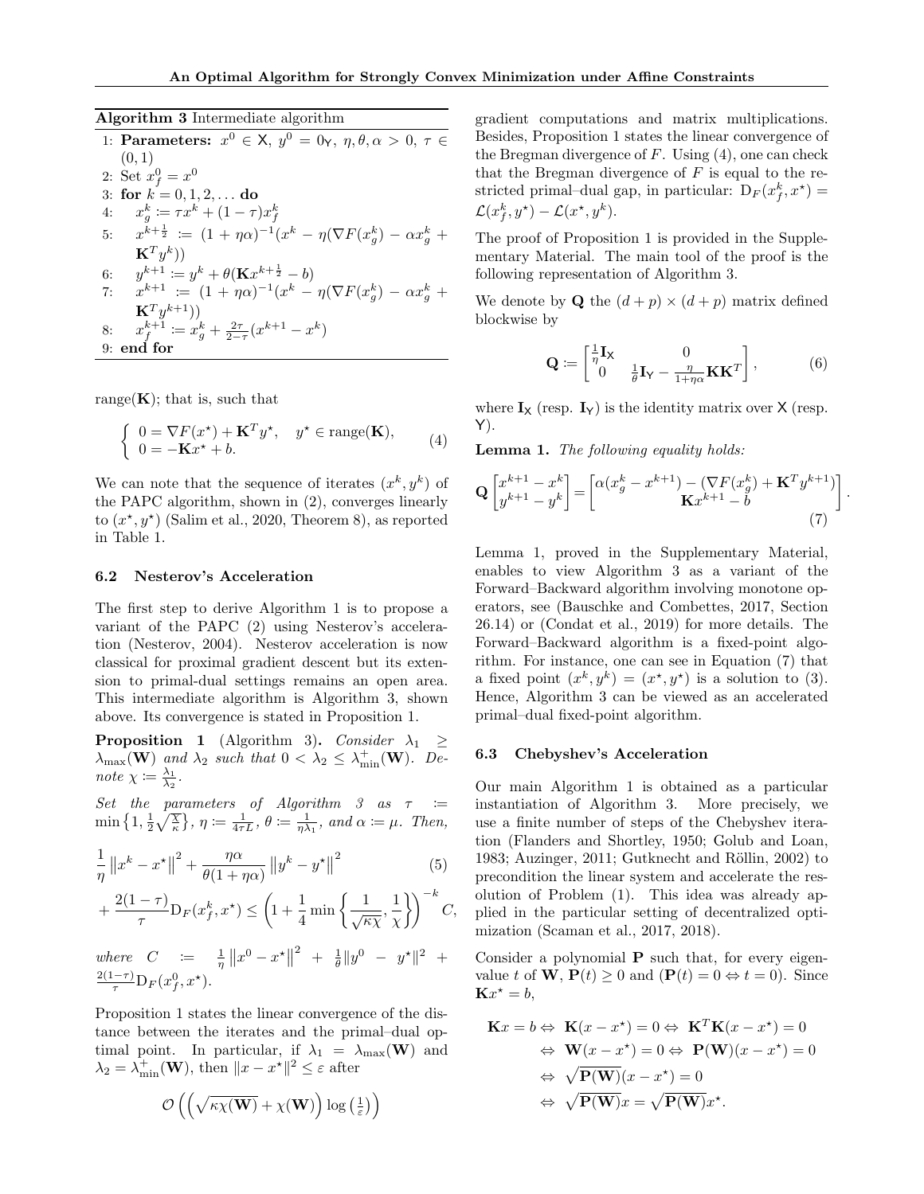**Algorithm 3** Intermediate algorithm

1: **Parameters:** $x^0 \in \mathsf{X}$, $y^0 = 0_{\mathsf{Y}}$, $\eta, \theta, \alpha > 0$, $\tau \in (0, 1)$
2: Set $x_f^0 = x^0$
3: **for** $k = 0, 1, 2, \dots$ **do**
4: $\quad x_g^k := \tau x^k + (1-\tau) x_f^k$
5: $\quad x^{k+\frac{1}{2}} := (1+\eta\alpha)^{-1}(x^k - \eta(\nabla F(x_g^k) - \alpha x_g^k + \mathbf{K}^T y^k))$
6: $\quad y^{k+1} := y^k + \theta(\mathbf{K} x^{k+\frac{1}{2}} - b)$
7: $\quad x^{k+1} := (1+\eta\alpha)^{-1}(x^k - \eta(\nabla F(x_g^k) - \alpha x_g^k + \mathbf{K}^T y^{k+1}))$
8: $\quad x_f^{k+1} := x_g^k + \frac{2\tau}{2-\tau}(x^{k+1} - x^k)$
9: **end for**

range($\mathbf{K}$); that is, such that

$$\begin{cases} 0 = \nabla F(x^\star) + \mathbf{K}^T y^\star, \quad y^\star \in \mathrm{range}(\mathbf{K}), \\ 0 = -\mathbf{K} x^\star + b. \end{cases} \tag{4}$$

We can note that the sequence of iterates $(x^k, y^k)$ of the PAPC algorithm, shown in (2), converges linearly to $(x^\star, y^\star)$ (Salim et al., 2020, Theorem 8), as reported in Table 1.

### 6.2 Nesterov's Acceleration

The first step to derive Algorithm 1 is to propose a variant of the PAPC (2) using Nesterov's acceleration (Nesterov, 2004). Nesterov acceleration is now classical for proximal gradient descent but its extension to primal-dual settings remains an open area. This intermediate algorithm is Algorithm 3, shown above. Its convergence is stated in Proposition 1.

**Proposition 1** (Algorithm 3)**.** *Consider $\lambda_1 \geq \lambda_{\max}(\mathbf{W})$ and $\lambda_2$ such that $0 < \lambda_2 \leq \lambda_{\min}^+(\mathbf{W})$. Denote $\chi := \frac{\lambda_1}{\lambda_2}$.*

*Set the parameters of Algorithm 3 as $\tau := \min\left\{1, \frac{1}{2}\sqrt{\frac{\chi}{\kappa}}\right\}$, $\eta := \frac{1}{4\tau L}$, $\theta := \frac{1}{\eta\lambda_1}$, and $\alpha := \mu$. Then,*

$$\frac{1}{\eta}\left\|x^k - x^\star\right\|^2 + \frac{\eta\alpha}{\theta(1+\eta\alpha)}\left\|y^k - y^\star\right\|^2 \tag{5}$$
$$+ \frac{2(1-\tau)}{\tau}\mathrm{D}_F(x_f^k, x^\star) \leq \left(1 + \frac{1}{4}\min\left\{\frac{1}{\sqrt{\kappa\chi}}, \frac{1}{\chi}\right\}\right)^{-k} C,$$

*where $C := \frac{1}{\eta}\left\|x^0 - x^\star\right\|^2 + \frac{1}{\theta}\|y^0 - y^\star\|^2 + \frac{2(1-\tau)}{\tau}\mathrm{D}_F(x_f^0, x^\star)$.*

Proposition 1 states the linear convergence of the distance between the iterates and the primal–dual optimal point. In particular, if $\lambda_1 = \lambda_{\max}(\mathbf{W})$ and $\lambda_2 = \lambda_{\min}^+(\mathbf{W})$, then $\|x - x^\star\|^2 \leq \varepsilon$ after

$$\mathcal{O}\left(\left(\sqrt{\kappa\chi(\mathbf{W})} + \chi(\mathbf{W})\right)\log\left(\tfrac{1}{\varepsilon}\right)\right)$$

gradient computations and matrix multiplications. Besides, Proposition 1 states the linear convergence of the Bregman divergence of $F$. Using (4), one can check that the Bregman divergence of $F$ is equal to the restricted primal–dual gap, in particular: $\mathrm{D}_F(x_f^k, x^\star) = \mathcal{L}(x_f^k, y^\star) - \mathcal{L}(x^\star, y^k)$.

The proof of Proposition 1 is provided in the Supplementary Material. The main tool of the proof is the following representation of Algorithm 3.

We denote by $\mathbf{Q}$ the $(d+p) \times (d+p)$ matrix defined blockwise by

$$\mathbf{Q} := \begin{bmatrix} \frac{1}{\eta}\mathbf{I}_{\mathsf{X}} & 0 \\ 0 & \frac{1}{\theta}\mathbf{I}_{\mathsf{Y}} - \frac{\eta}{1+\eta\alpha}\mathbf{K}\mathbf{K}^T \end{bmatrix}, \tag{6}$$

where $\mathbf{I}_{\mathsf{X}}$ (resp. $\mathbf{I}_{\mathsf{Y}}$) is the identity matrix over $\mathsf{X}$ (resp. $\mathsf{Y}$).

**Lemma 1.** *The following equality holds:*

$$\mathbf{Q}\begin{bmatrix} x^{k+1} - x^k \\ y^{k+1} - y^k \end{bmatrix} = \begin{bmatrix} \alpha(x_g^k - x^{k+1}) - (\nabla F(x_g^k) + \mathbf{K}^T y^{k+1}) \\ \mathbf{K} x^{k+1} - b \end{bmatrix}. \tag{7}$$

Lemma 1, proved in the Supplementary Material, enables to view Algorithm 3 as a variant of the Forward–Backward algorithm involving monotone operators, see (Bauschke and Combettes, 2017, Section 26.14) or (Condat et al., 2019) for more details. The Forward–Backward algorithm is a fixed-point algorithm. For instance, one can see in Equation (7) that a fixed point $(x^k, y^k) = (x^\star, y^\star)$ is a solution to (3). Hence, Algorithm 3 can be viewed as an accelerated primal–dual fixed-point algorithm.

### 6.3 Chebyshev's Acceleration

Our main Algorithm 1 is obtained as a particular instantiation of Algorithm 3. More precisely, we use a finite number of steps of the Chebyshev iteration (Flanders and Shortley, 1950; Golub and Loan, 1983; Auzinger, 2011; Gutknecht and Röllin, 2002) to precondition the linear system and accelerate the resolution of Problem (1). This idea was already applied in the particular setting of decentralized optimization (Scaman et al., 2017, 2018).

Consider a polynomial $\mathbf{P}$ such that, for every eigenvalue $t$ of $\mathbf{W}$, $\mathbf{P}(t) \geq 0$ and ($\mathbf{P}(t) = 0 \Leftrightarrow t = 0$). Since $\mathbf{K}x^\star = b$,

$$\begin{aligned} \mathbf{K}x = b &\Leftrightarrow \mathbf{K}(x - x^\star) = 0 \Leftrightarrow \mathbf{K}^T\mathbf{K}(x - x^\star) = 0 \\ &\Leftrightarrow \mathbf{W}(x - x^\star) = 0 \Leftrightarrow \mathbf{P}(\mathbf{W})(x - x^\star) = 0 \\ &\Leftrightarrow \sqrt{\mathbf{P}(\mathbf{W})}(x - x^\star) = 0 \\ &\Leftrightarrow \sqrt{\mathbf{P}(\mathbf{W})}x = \sqrt{\mathbf{P}(\mathbf{W})}x^\star. \end{aligned}$$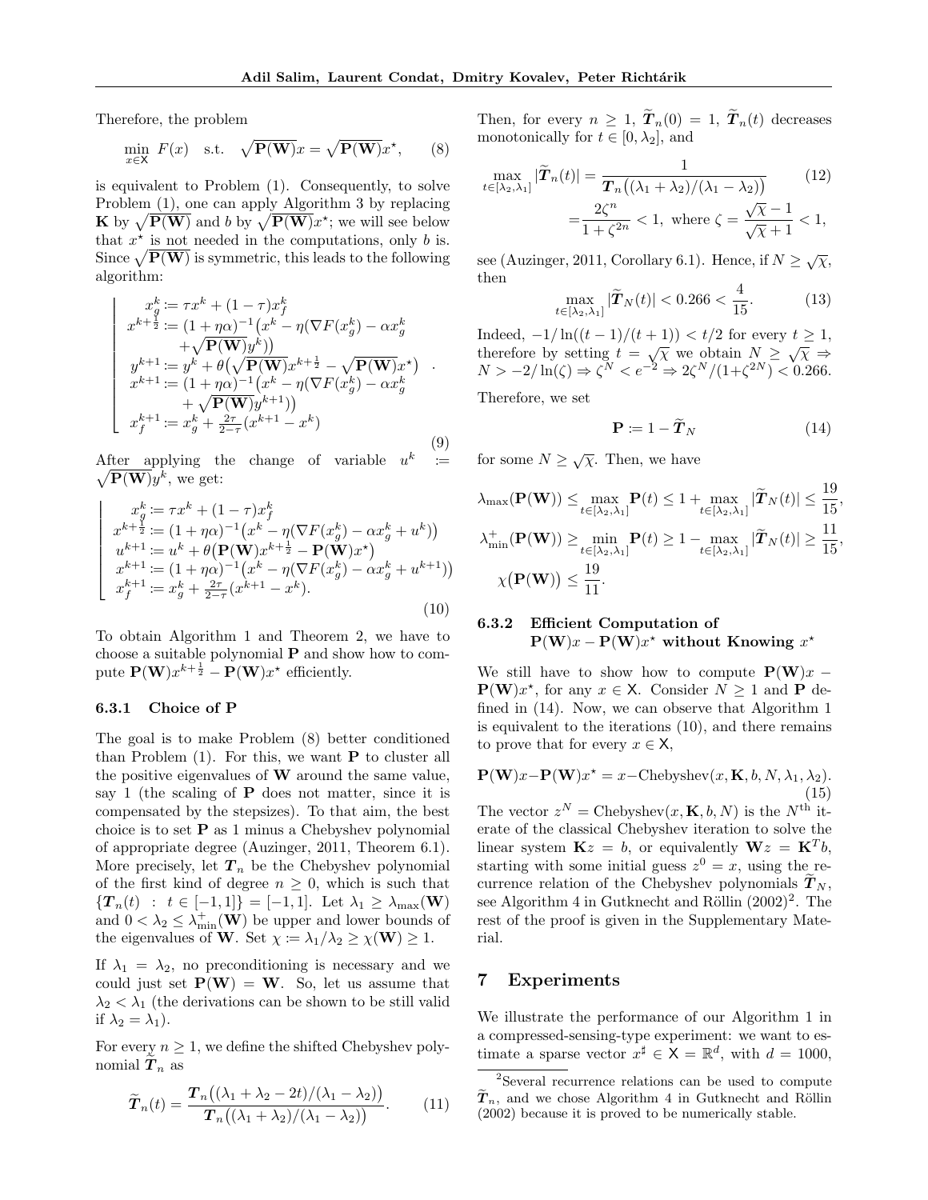Therefore, the problem

$$\min_{x\in \mathsf{X}} \; F(x) \quad \text{s.t.} \quad \sqrt{\mathbf{P}(\mathbf{W})}x = \sqrt{\mathbf{P}(\mathbf{W})}x^\star, \tag{8}$$

is equivalent to Problem (1). Consequently, to solve Problem (1), one can apply Algorithm 3 by replacing $\mathbf{K}$ by $\sqrt{\mathbf{P}(\mathbf{W})}$ and $b$ by $\sqrt{\mathbf{P}(\mathbf{W})}x^\star$; we will see below that $x^\star$ is not needed in the computations, only $b$ is. Since $\sqrt{\mathbf{P}(\mathbf{W})}$ is symmetric, this leads to the following algorithm:

$$\left\lfloor \begin{array}{l} x_g^k := \tau x^k + (1-\tau)x_f^k \\ x^{k+\frac{1}{2}} := (1+\eta\alpha)^{-1}\big(x^k - \eta(\nabla F(x_g^k) - \alpha x_g^k \\ \quad +\sqrt{\mathbf{P}(\mathbf{W})}y^k)\big) \\ y^{k+1} := y^k + \theta\big(\sqrt{\mathbf{P}(\mathbf{W})}x^{k+\frac{1}{2}} - \sqrt{\mathbf{P}(\mathbf{W})}x^\star\big) \\ x^{k+1} := (1+\eta\alpha)^{-1}\big(x^k - \eta(\nabla F(x_g^k) - \alpha x_g^k \\ \quad + \sqrt{\mathbf{P}(\mathbf{W})}y^{k+1})\big) \\ x_f^{k+1} := x_g^k + \frac{2\tau}{2-\tau}(x^{k+1} - x^k) \end{array} \right. . \tag{9}$$

After applying the change of variable $u^k := \sqrt{\mathbf{P}(\mathbf{W})}y^k$, we get:

$$\left\lfloor \begin{array}{l} x_g^k := \tau x^k + (1-\tau)x_f^k \\ x^{k+\frac{1}{2}} := (1+\eta\alpha)^{-1}\big(x^k - \eta(\nabla F(x_g^k) - \alpha x_g^k + u^k)\big) \\ u^{k+1} := u^k + \theta\big(\mathbf{P}(\mathbf{W})x^{k+\frac{1}{2}} - \mathbf{P}(\mathbf{W})x^\star\big) \\ x^{k+1} := (1+\eta\alpha)^{-1}\big(x^k - \eta(\nabla F(x_g^k) - \alpha x_g^k + u^{k+1})\big) \\ x_f^{k+1} := x_g^k + \frac{2\tau}{2-\tau}(x^{k+1} - x^k). \end{array} \right. \tag{10}$$

To obtain Algorithm 1 and Theorem 2, we have to choose a suitable polynomial $\mathbf{P}$ and show how to compute $\mathbf{P}(\mathbf{W})x^{k+\frac{1}{2}} - \mathbf{P}(\mathbf{W})x^\star$ efficiently.

#### 6.3.1 Choice of P

The goal is to make Problem (8) better conditioned than Problem (1). For this, we want $\mathbf{P}$ to cluster all the positive eigenvalues of $\mathbf{W}$ around the same value, say 1 (the scaling of $\mathbf{P}$ does not matter, since it is compensated by the stepsizes). To that aim, the best choice is to set $\mathbf{P}$ as 1 minus a Chebyshev polynomial of appropriate degree (Auzinger, 2011, Theorem 6.1). More precisely, let $\boldsymbol{T}_n$ be the Chebyshev polynomial of the first kind of degree $n \geq 0$, which is such that $\{\boldsymbol{T}_n(t) \; : \; t \in [-1,1]\} = [-1,1]$. Let $\lambda_1 \geq \lambda_{\max}(\mathbf{W})$ and $0 < \lambda_2 \leq \lambda_{\min}^+(\mathbf{W})$ be upper and lower bounds of the eigenvalues of $\mathbf{W}$. Set $\chi := \lambda_1/\lambda_2 \geq \chi(\mathbf{W}) \geq 1$.

If $\lambda_1 = \lambda_2$, no preconditioning is necessary and we could just set $\mathbf{P}(\mathbf{W}) = \mathbf{W}$. So, let us assume that $\lambda_2 < \lambda_1$ (the derivations can be shown to be still valid if $\lambda_2 = \lambda_1$).

For every $n \geq 1$, we define the shifted Chebyshev polynomial $\widetilde{\boldsymbol{T}}_n$ as

$$\widetilde{\boldsymbol{T}}_n(t) = \frac{\boldsymbol{T}_n\big((\lambda_1+\lambda_2-2t)/(\lambda_1-\lambda_2)\big)}{\boldsymbol{T}_n\big((\lambda_1+\lambda_2)/(\lambda_1-\lambda_2)\big)}. \tag{11}$$

Then, for every $n \geq 1$, $\widetilde{\boldsymbol{T}}_n(0) = 1$, $\widetilde{\boldsymbol{T}}_n(t)$ decreases monotonically for $t \in [0, \lambda_2]$, and

$$\begin{aligned} \max_{t\in[\lambda_2,\lambda_1]} |\widetilde{\boldsymbol{T}}_n(t)| &= \frac{1}{\boldsymbol{T}_n\big((\lambda_1+\lambda_2)/(\lambda_1-\lambda_2)\big)} \\ &= \frac{2\zeta^n}{1+\zeta^{2n}} < 1, \text{ where } \zeta = \frac{\sqrt{\chi}-1}{\sqrt{\chi}+1} < 1, \end{aligned} \tag{12}$$

see (Auzinger, 2011, Corollary 6.1). Hence, if $N \geq \sqrt{\chi}$, then

$$\max_{t\in[\lambda_2,\lambda_1]} |\widetilde{\boldsymbol{T}}_N(t)| < 0.266 < \frac{4}{15}. \tag{13}$$

Indeed, $-1/\ln((t-1)/(t+1)) < t/2$ for every $t \geq 1$, therefore by setting $t = \sqrt{\chi}$ we obtain $N \geq \sqrt{\chi} \Rightarrow N > -2/\ln(\zeta) \Rightarrow \zeta^N < e^{-2} \Rightarrow 2\zeta^N/(1+\zeta^{2N}) < 0.266$.

Therefore, we set

$$\mathbf{P} := 1 - \widetilde{\boldsymbol{T}}_N \tag{14}$$

for some $N \geq \sqrt{\chi}$. Then, we have

$$\begin{aligned} \lambda_{\max}(\mathbf{P}(\mathbf{W})) &\leq \max_{t\in[\lambda_2,\lambda_1]} \mathbf{P}(t) \leq 1 + \max_{t\in[\lambda_2,\lambda_1]} |\widetilde{\boldsymbol{T}}_N(t)| \leq \frac{19}{15}, \\ \lambda_{\min}^+(\mathbf{P}(\mathbf{W})) &\geq \min_{t\in[\lambda_2,\lambda_1]} \mathbf{P}(t) \geq 1 - \max_{t\in[\lambda_2,\lambda_1]} |\widetilde{\boldsymbol{T}}_N(t)| \geq \frac{11}{15}, \\ \chi\big(\mathbf{P}(\mathbf{W})\big) &\leq \frac{19}{11}. \end{aligned}$$

#### 6.3.2 Efficient Computation of $\mathbf{P}(\mathbf{W})x - \mathbf{P}(\mathbf{W})x^\star$ without Knowing $x^\star$

We still have to show how to compute $\mathbf{P}(\mathbf{W})x - \mathbf{P}(\mathbf{W})x^\star$, for any $x \in \mathsf{X}$. Consider $N \geq 1$ and $\mathbf{P}$ defined in (14). Now, we can observe that Algorithm 1 is equivalent to the iterations (10), and there remains to prove that for every $x \in \mathsf{X}$,

$$\mathbf{P}(\mathbf{W})x - \mathbf{P}(\mathbf{W})x^\star = x - \text{Chebyshev}(x, \mathbf{K}, b, N, \lambda_1, \lambda_2). \tag{15}$$

The vector $z^N = \text{Chebyshev}(x, \mathbf{K}, b, N)$ is the $N^{\text{th}}$ iterate of the classical Chebyshev iteration to solve the linear system $\mathbf{K}z = b$, or equivalently $\mathbf{W}z = \mathbf{K}^T b$, starting with some initial guess $z^0 = x$, using the recurrence relation of the Chebyshev polynomials $\widetilde{\boldsymbol{T}}_N$, see Algorithm 4 in Gutknecht and Röllin (2002)[2]. The rest of the proof is given in the Supplementary Material.

## 7 Experiments

We illustrate the performance of our Algorithm 1 in a compressed-sensing-type experiment: we want to estimate a sparse vector $x^\sharp \in \mathsf{X} = \mathbb{R}^d$, with $d = 1000$,

[2] Several recurrence relations can be used to compute $\widetilde{\boldsymbol{T}}_n$, and we chose Algorithm 4 in Gutknecht and Röllin (2002) because it is proved to be numerically stable.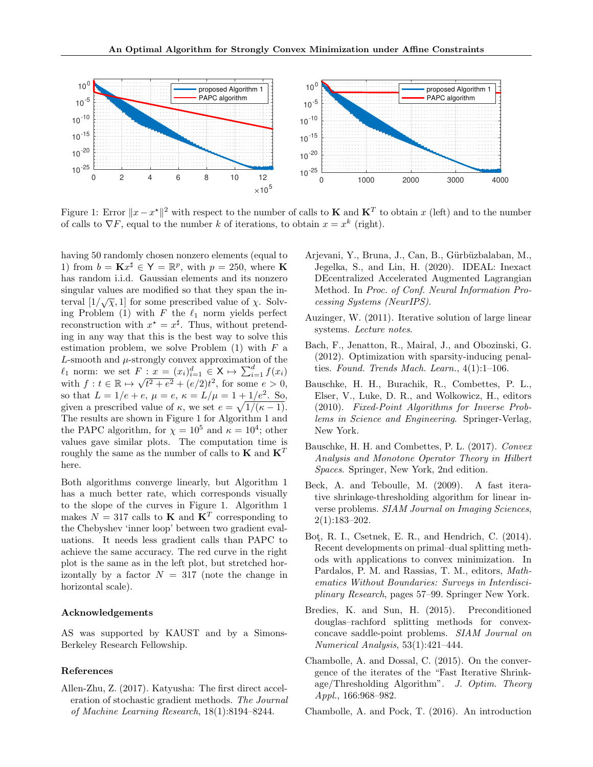Figure 1: Error $\|x - x^\star\|^2$ with respect to the number of calls to $\mathbf{K}$ and $\mathbf{K}^T$ to obtain $x$ (left) and to the number of calls to $\nabla F$, equal to the number $k$ of iterations, to obtain $x = x^k$ (right).

having 50 randomly chosen nonzero elements (equal to 1) from $b = \mathbf{K}x^\sharp \in \mathsf{Y} = \mathbb{R}^p$, with $p = 250$, where $\mathbf{K}$ has random i.i.d. Gaussian elements and its nonzero singular values are modified so that they span the interval $[1/\sqrt{\chi}, 1]$ for some prescribed value of $\chi$. Solving Problem (1) with $F$ the $\ell_1$ norm yields perfect reconstruction with $x^\star = x^\sharp$. Thus, without pretending in any way that this is the best way to solve this estimation problem, we solve Problem (1) with $F$ a $L$-smooth and $\mu$-strongly convex approximation of the $\ell_1$ norm: we set $F : x = (x_i)_{i=1}^d \in \mathsf{X} \mapsto \sum_{i=1}^d f(x_i)$ with $f : t \in \mathbb{R} \mapsto \sqrt{t^2 + e^2} + (e/2)t^2$, for some $e > 0$, so that $L = 1/e + e$, $\mu = e$, $\kappa = L/\mu = 1 + 1/e^2$. So, given a prescribed value of $\kappa$, we set $e = \sqrt{1/(\kappa - 1)}$. The results are shown in Figure 1 for Algorithm 1 and the PAPC algorithm, for $\chi = 10^5$ and $\kappa = 10^4$; other values gave similar plots. The computation time is roughly the same as the number of calls to $\mathbf{K}$ and $\mathbf{K}^T$ here.

Both algorithms converge linearly, but Algorithm 1 has a much better rate, which corresponds visually to the slope of the curves in Figure 1. Algorithm 1 makes $N = 317$ calls to $\mathbf{K}$ and $\mathbf{K}^T$ corresponding to the Chebyshev 'inner loop' between two gradient evaluations. It needs less gradient calls than PAPC to achieve the same accuracy. The red curve in the right plot is the same as in the left plot, but stretched horizontally by a factor $N = 317$ (note the change in horizontal scale).

## Acknowledgements

AS was supported by KAUST and by a Simons-Berkeley Research Fellowship.

## References

Allen-Zhu, Z. (2017). Katyusha: The first direct acceleration of stochastic gradient methods. *The Journal of Machine Learning Research*, 18(1):8194–8244.

Arjevani, Y., Bruna, J., Can, B., Gürbüzbalaban, M., Jegelka, S., and Lin, H. (2020). IDEAL: Inexact DEcentralized Accelerated Augmented Lagrangian Method. In *Proc. of Conf. Neural Information Processing Systems (NeurIPS)*.

Auzinger, W. (2011). Iterative solution of large linear systems. *Lecture notes*.

Bach, F., Jenatton, R., Mairal, J., and Obozinski, G. (2012). Optimization with sparsity-inducing penalties. *Found. Trends Mach. Learn.*, 4(1):1–106.

Bauschke, H. H., Burachik, R., Combettes, P. L., Elser, V., Luke, D. R., and Wolkowicz, H., editors (2010). *Fixed-Point Algorithms for Inverse Problems in Science and Engineering*. Springer-Verlag, New York.

Bauschke, H. H. and Combettes, P. L. (2017). *Convex Analysis and Monotone Operator Theory in Hilbert Spaces*. Springer, New York, 2nd edition.

Beck, A. and Teboulle, M. (2009). A fast iterative shrinkage-thresholding algorithm for linear inverse problems. *SIAM Journal on Imaging Sciences*, 2(1):183–202.

Boţ, R. I., Csetnek, E. R., and Hendrich, C. (2014). Recent developments on primal–dual splitting methods with applications to convex minimization. In Pardalos, P. M. and Rassias, T. M., editors, *Mathematics Without Boundaries: Surveys in Interdisciplinary Research*, pages 57–99. Springer New York.

Bredies, K. and Sun, H. (2015). Preconditioned douglas–rachford splitting methods for convex-concave saddle-point problems. *SIAM Journal on Numerical Analysis*, 53(1):421–444.

Chambolle, A. and Dossal, C. (2015). On the convergence of the iterates of the "Fast Iterative Shrinkage/Thresholding Algorithm". *J. Optim. Theory Appl.*, 166:968–982.

Chambolle, A. and Pock, T. (2016). An introduction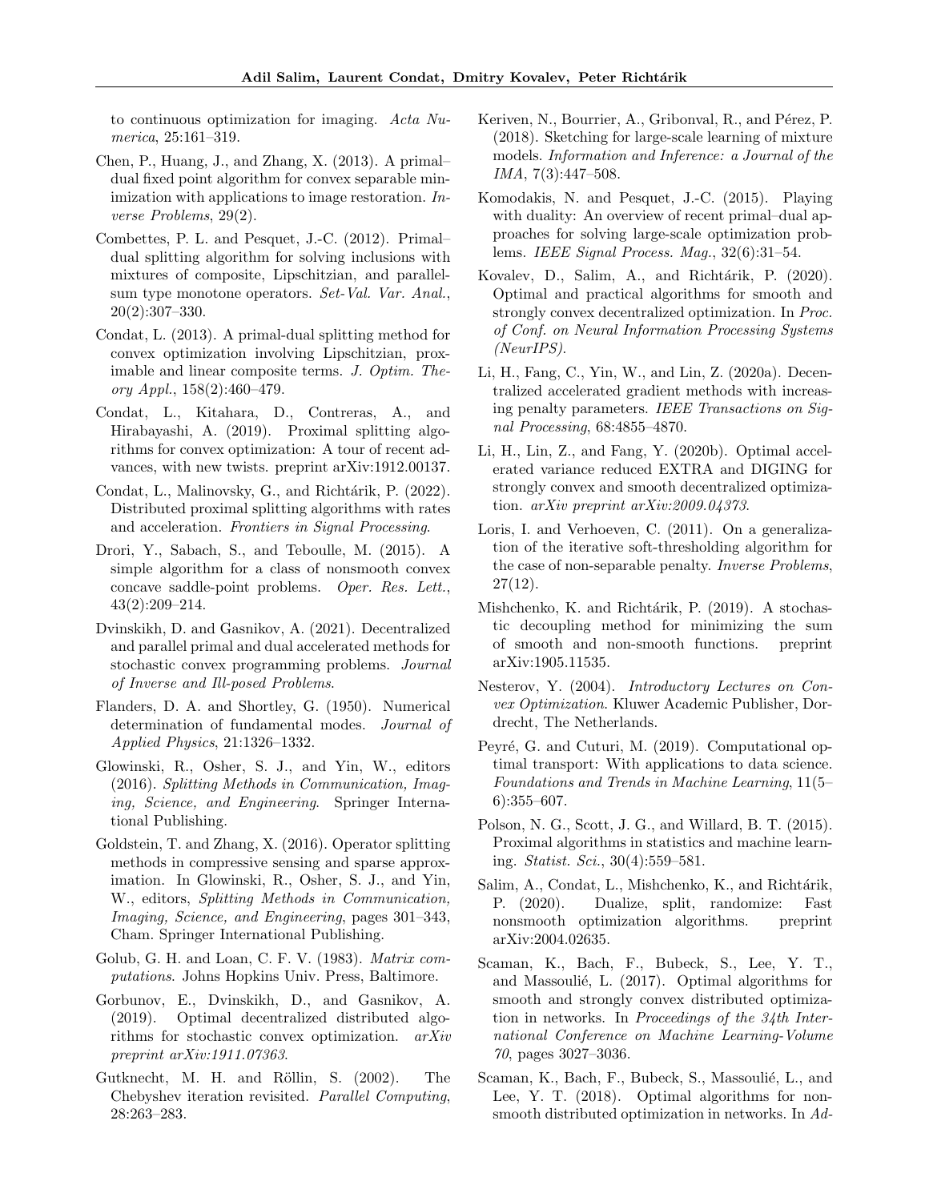to continuous optimization for imaging. *Acta Numerica*, 25:161–319.

Chen, P., Huang, J., and Zhang, X. (2013). A primal–dual fixed point algorithm for convex separable minimization with applications to image restoration. *Inverse Problems*, 29(2).

Combettes, P. L. and Pesquet, J.-C. (2012). Primal–dual splitting algorithm for solving inclusions with mixtures of composite, Lipschitzian, and parallel-sum type monotone operators. *Set-Val. Var. Anal.*, 20(2):307–330.

Condat, L. (2013). A primal-dual splitting method for convex optimization involving Lipschitzian, proximable and linear composite terms. *J. Optim. Theory Appl.*, 158(2):460–479.

Condat, L., Kitahara, D., Contreras, A., and Hirabayashi, A. (2019). Proximal splitting algorithms for convex optimization: A tour of recent advances, with new twists. preprint arXiv:1912.00137.

Condat, L., Malinovsky, G., and Richtárik, P. (2022). Distributed proximal splitting algorithms with rates and acceleration. *Frontiers in Signal Processing*.

Drori, Y., Sabach, S., and Teboulle, M. (2015). A simple algorithm for a class of nonsmooth convex concave saddle-point problems. *Oper. Res. Lett.*, 43(2):209–214.

Dvinskikh, D. and Gasnikov, A. (2021). Decentralized and parallel primal and dual accelerated methods for stochastic convex programming problems. *Journal of Inverse and Ill-posed Problems*.

Flanders, D. A. and Shortley, G. (1950). Numerical determination of fundamental modes. *Journal of Applied Physics*, 21:1326–1332.

Glowinski, R., Osher, S. J., and Yin, W., editors (2016). *Splitting Methods in Communication, Imaging, Science, and Engineering*. Springer International Publishing.

Goldstein, T. and Zhang, X. (2016). Operator splitting methods in compressive sensing and sparse approximation. In Glowinski, R., Osher, S. J., and Yin, W., editors, *Splitting Methods in Communication, Imaging, Science, and Engineering*, pages 301–343, Cham. Springer International Publishing.

Golub, G. H. and Loan, C. F. V. (1983). *Matrix computations*. Johns Hopkins Univ. Press, Baltimore.

Gorbunov, E., Dvinskikh, D., and Gasnikov, A. (2019). Optimal decentralized distributed algorithms for stochastic convex optimization. *arXiv preprint arXiv:1911.07363*.

Gutknecht, M. H. and Röllin, S. (2002). The Chebyshev iteration revisited. *Parallel Computing*, 28:263–283.

Keriven, N., Bourrier, A., Gribonval, R., and Pérez, P. (2018). Sketching for large-scale learning of mixture models. *Information and Inference: a Journal of the IMA*, 7(3):447–508.

Komodakis, N. and Pesquet, J.-C. (2015). Playing with duality: An overview of recent primal–dual approaches for solving large-scale optimization problems. *IEEE Signal Process. Mag.*, 32(6):31–54.

Kovalev, D., Salim, A., and Richtárik, P. (2020). Optimal and practical algorithms for smooth and strongly convex decentralized optimization. In *Proc. of Conf. on Neural Information Processing Systems (NeurIPS)*.

Li, H., Fang, C., Yin, W., and Lin, Z. (2020a). Decentralized accelerated gradient methods with increasing penalty parameters. *IEEE Transactions on Signal Processing*, 68:4855–4870.

Li, H., Lin, Z., and Fang, Y. (2020b). Optimal accelerated variance reduced EXTRA and DIGING for strongly convex and smooth decentralized optimization. *arXiv preprint arXiv:2009.04373*.

Loris, I. and Verhoeven, C. (2011). On a generalization of the iterative soft-thresholding algorithm for the case of non-separable penalty. *Inverse Problems*, 27(12).

Mishchenko, K. and Richtárik, P. (2019). A stochastic decoupling method for minimizing the sum of smooth and non-smooth functions. preprint arXiv:1905.11535.

Nesterov, Y. (2004). *Introductory Lectures on Convex Optimization*. Kluwer Academic Publisher, Dordrecht, The Netherlands.

Peyré, G. and Cuturi, M. (2019). Computational optimal transport: With applications to data science. *Foundations and Trends in Machine Learning*, 11(5–6):355–607.

Polson, N. G., Scott, J. G., and Willard, B. T. (2015). Proximal algorithms in statistics and machine learning. *Statist. Sci.*, 30(4):559–581.

Salim, A., Condat, L., Mishchenko, K., and Richtárik, P. (2020). Dualize, split, randomize: Fast nonsmooth optimization algorithms. preprint arXiv:2004.02635.

Scaman, K., Bach, F., Bubeck, S., Lee, Y. T., and Massoulié, L. (2017). Optimal algorithms for smooth and strongly convex distributed optimization in networks. In *Proceedings of the 34th International Conference on Machine Learning-Volume 70*, pages 3027–3036.

Scaman, K., Bach, F., Bubeck, S., Massoulié, L., and Lee, Y. T. (2018). Optimal algorithms for nonsmooth distributed optimization in networks. In *Ad-*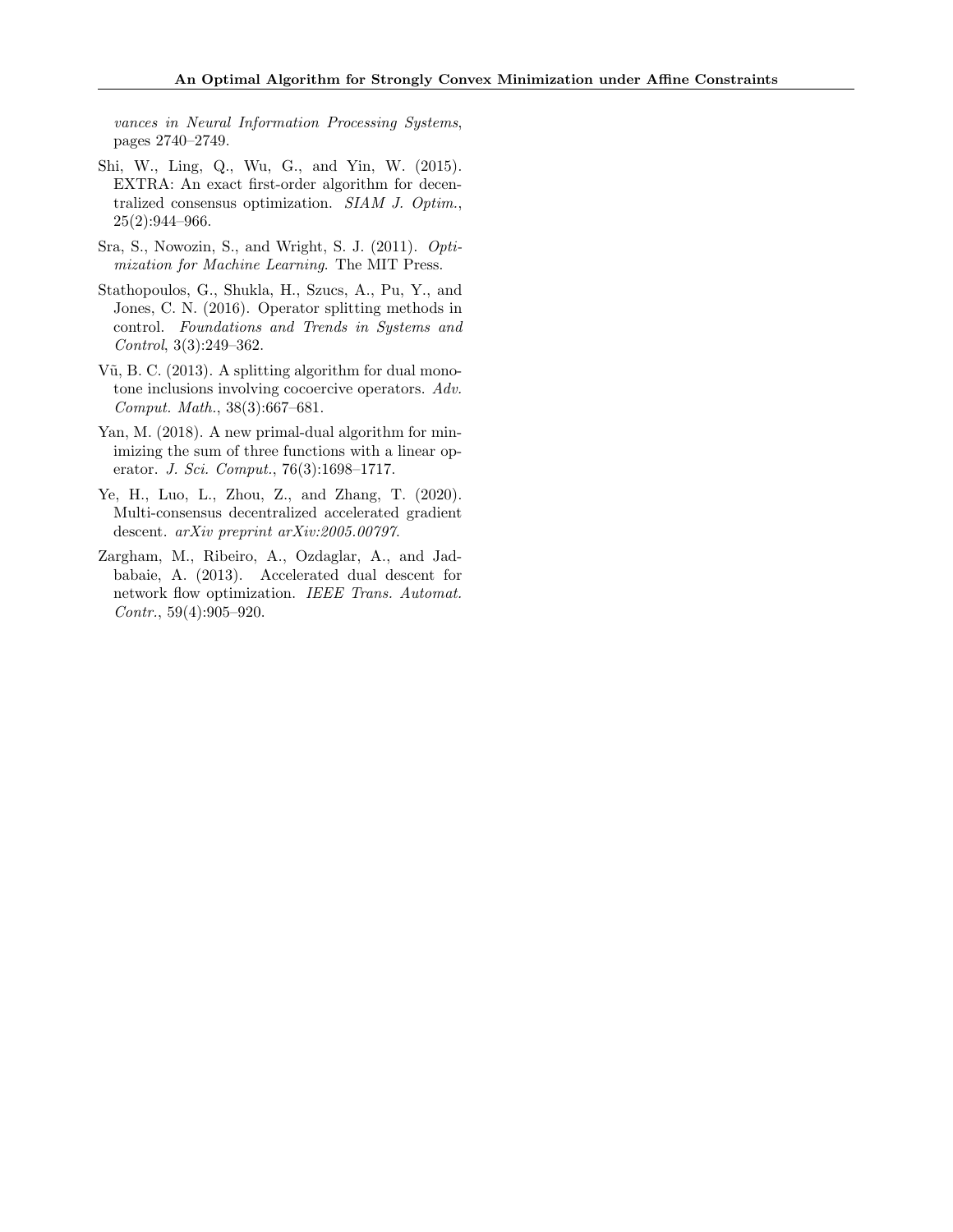*vances in Neural Information Processing Systems*, pages 2740–2749.

Shi, W., Ling, Q., Wu, G., and Yin, W. (2015). EXTRA: An exact first-order algorithm for decentralized consensus optimization. *SIAM J. Optim.*, 25(2):944–966.

Sra, S., Nowozin, S., and Wright, S. J. (2011). *Optimization for Machine Learning*. The MIT Press.

Stathopoulos, G., Shukla, H., Szucs, A., Pu, Y., and Jones, C. N. (2016). Operator splitting methods in control. *Foundations and Trends in Systems and Control*, 3(3):249–362.

Vũ, B. C. (2013). A splitting algorithm for dual monotone inclusions involving cocoercive operators. *Adv. Comput. Math.*, 38(3):667–681.

Yan, M. (2018). A new primal-dual algorithm for minimizing the sum of three functions with a linear operator. *J. Sci. Comput.*, 76(3):1698–1717.

Ye, H., Luo, L., Zhou, Z., and Zhang, T. (2020). Multi-consensus decentralized accelerated gradient descent. *arXiv preprint arXiv:2005.00797*.

Zargham, M., Ribeiro, A., Ozdaglar, A., and Jadbabaie, A. (2013). Accelerated dual descent for network flow optimization. *IEEE Trans. Automat. Contr.*, 59(4):905–920.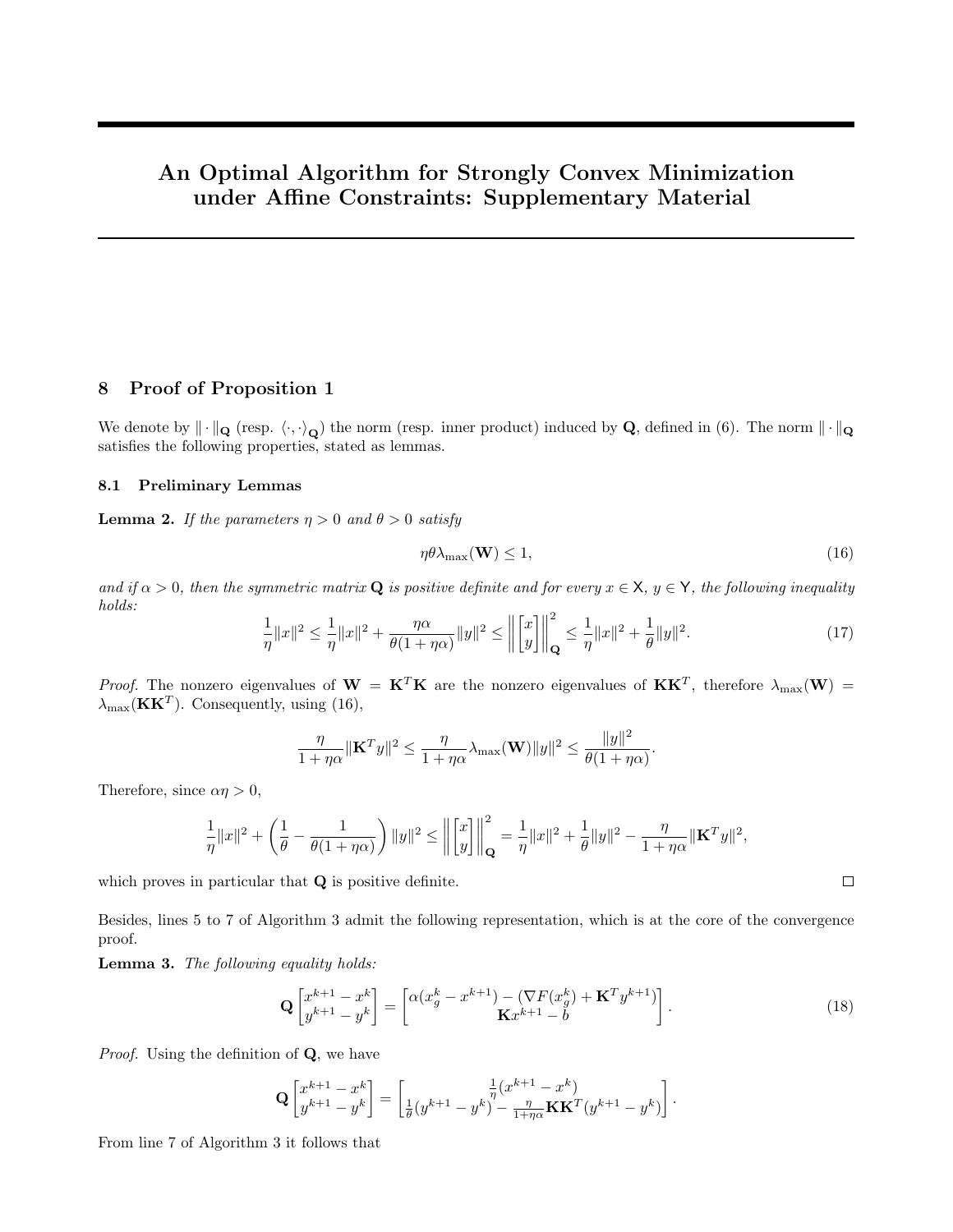# An Optimal Algorithm for Strongly Convex Minimization under Affine Constraints: Supplementary Material

## 8 Proof of Proposition 1

We denote by $\|\cdot\|_{\mathbf{Q}}$ (resp. $\langle\cdot,\cdot\rangle_{\mathbf{Q}}$) the norm (resp. inner product) induced by $\mathbf{Q}$, defined in (6). The norm $\|\cdot\|_{\mathbf{Q}}$ satisfies the following properties, stated as lemmas.

### 8.1 Preliminary Lemmas

**Lemma 2.** *If the parameters $\eta > 0$ and $\theta > 0$ satisfy*

$$\eta\theta\lambda_{\max}(\mathbf{W}) \leq 1, \tag{16}$$

*and if $\alpha > 0$, then the symmetric matrix $\mathbf{Q}$ is positive definite and for every $x \in \mathsf{X}$, $y \in \mathsf{Y}$, the following inequality holds:*

$$\frac{1}{\eta}\|x\|^2 \leq \frac{1}{\eta}\|x\|^2 + \frac{\eta\alpha}{\theta(1+\eta\alpha)}\|y\|^2 \leq \left\|\begin{bmatrix} x \\ y \end{bmatrix}\right\|_{\mathbf{Q}}^2 \leq \frac{1}{\eta}\|x\|^2 + \frac{1}{\theta}\|y\|^2. \tag{17}$$

*Proof.* The nonzero eigenvalues of $\mathbf{W} = \mathbf{K}^T\mathbf{K}$ are the nonzero eigenvalues of $\mathbf{K}\mathbf{K}^T$, therefore $\lambda_{\max}(\mathbf{W}) = \lambda_{\max}(\mathbf{K}\mathbf{K}^T)$. Consequently, using (16),

$$\frac{\eta}{1+\eta\alpha}\|\mathbf{K}^T y\|^2 \leq \frac{\eta}{1+\eta\alpha}\lambda_{\max}(\mathbf{W})\|y\|^2 \leq \frac{\|y\|^2}{\theta(1+\eta\alpha)}.$$

Therefore, since $\alpha\eta > 0$,

$$\frac{1}{\eta}\|x\|^2 + \left(\frac{1}{\theta} - \frac{1}{\theta(1+\eta\alpha)}\right)\|y\|^2 \leq \left\|\begin{bmatrix} x \\ y \end{bmatrix}\right\|_{\mathbf{Q}}^2 = \frac{1}{\eta}\|x\|^2 + \frac{1}{\theta}\|y\|^2 - \frac{\eta}{1+\eta\alpha}\|\mathbf{K}^T y\|^2,$$

which proves in particular that $\mathbf{Q}$ is positive definite. $\square$

Besides, lines 5 to 7 of Algorithm 3 admit the following representation, which is at the core of the convergence proof.

**Lemma 3.** *The following equality holds:*

$$\mathbf{Q}\begin{bmatrix} x^{k+1} - x^k \\ y^{k+1} - y^k \end{bmatrix} = \begin{bmatrix} \alpha(x_g^k - x^{k+1}) - (\nabla F(x_g^k) + \mathbf{K}^T y^{k+1}) \\ \mathbf{K}x^{k+1} - b \end{bmatrix}. \tag{18}$$

*Proof.* Using the definition of $\mathbf{Q}$, we have

$$\mathbf{Q}\begin{bmatrix} x^{k+1} - x^k \\ y^{k+1} - y^k \end{bmatrix} = \begin{bmatrix} \frac{1}{\eta}(x^{k+1} - x^k) \\ \frac{1}{\theta}(y^{k+1} - y^k) - \frac{\eta}{1+\eta\alpha}\mathbf{K}\mathbf{K}^T(y^{k+1} - y^k) \end{bmatrix}.$$

From line 7 of Algorithm 3 it follows that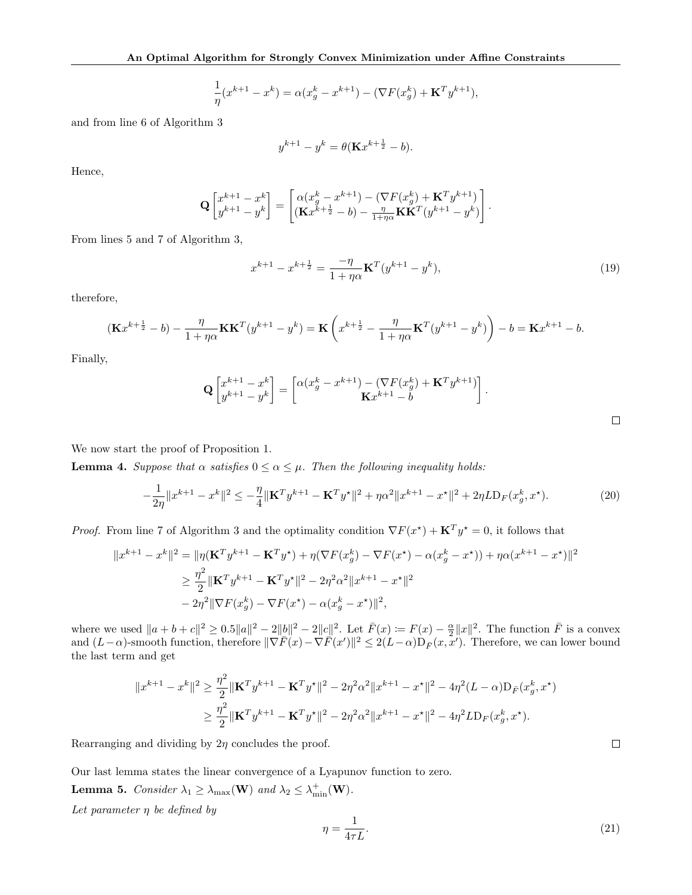$$\frac{1}{\eta}(x^{k+1} - x^k) = \alpha(x_g^k - x^{k+1}) - (\nabla F(x_g^k) + \mathbf{K}^T y^{k+1}),$$

and from line 6 of Algorithm 3

$$y^{k+1} - y^k = \theta(\mathbf{K}x^{k+\frac{1}{2}} - b).$$

Hence,

$$\mathbf{Q}\begin{bmatrix} x^{k+1} - x^k \\ y^{k+1} - y^k \end{bmatrix} = \begin{bmatrix} \alpha(x_g^k - x^{k+1}) - (\nabla F(x_g^k) + \mathbf{K}^T y^{k+1}) \\ (\mathbf{K}x^{k+\frac{1}{2}} - b) - \frac{\eta}{1+\eta\alpha}\mathbf{K}\mathbf{K}^T(y^{k+1} - y^k) \end{bmatrix}.$$

From lines 5 and 7 of Algorithm 3,

$$x^{k+1} - x^{k+\frac{1}{2}} = \frac{-\eta}{1+\eta\alpha}\mathbf{K}^T(y^{k+1} - y^k), \tag{19}$$

therefore,

$$(\mathbf{K}x^{k+\frac{1}{2}} - b) - \frac{\eta}{1+\eta\alpha}\mathbf{K}\mathbf{K}^T(y^{k+1} - y^k) = \mathbf{K}\left(x^{k+\frac{1}{2}} - \frac{\eta}{1+\eta\alpha}\mathbf{K}^T(y^{k+1} - y^k)\right) - b = \mathbf{K}x^{k+1} - b.$$

Finally,

$$\mathbf{Q}\begin{bmatrix} x^{k+1} - x^k \\ y^{k+1} - y^k \end{bmatrix} = \begin{bmatrix} \alpha(x_g^k - x^{k+1}) - (\nabla F(x_g^k) + \mathbf{K}^T y^{k+1}) \\ \mathbf{K}x^{k+1} - b \end{bmatrix}.$$

□

We now start the proof of Proposition 1.

**Lemma 4.** *Suppose that $\alpha$ satisfies $0 \leq \alpha \leq \mu$. Then the following inequality holds:*

$$-\frac{1}{2\eta}\|x^{k+1} - x^k\|^2 \leq -\frac{\eta}{4}\|\mathbf{K}^T y^{k+1} - \mathbf{K}^T y^\star\|^2 + \eta\alpha^2\|x^{k+1} - x^\star\|^2 + 2\eta L \mathrm{D}_F(x_g^k, x^\star). \tag{20}$$

*Proof.* From line 7 of Algorithm 3 and the optimality condition $\nabla F(x^\star) + \mathbf{K}^T y^\star = 0$, it follows that

$$\begin{aligned}
\|x^{k+1} - x^k\|^2 &= \|\eta(\mathbf{K}^T y^{k+1} - \mathbf{K}^T y^\star) + \eta(\nabla F(x_g^k) - \nabla F(x^\star) - \alpha(x_g^k - x^\star)) + \eta\alpha(x^{k+1} - x^\star)\|^2 \\
&\geq \frac{\eta^2}{2}\|\mathbf{K}^T y^{k+1} - \mathbf{K}^T y^\star\|^2 - 2\eta^2\alpha^2\|x^{k+1} - x^\star\|^2 \\
&\quad - 2\eta^2\|\nabla F(x_g^k) - \nabla F(x^\star) - \alpha(x_g^k - x^\star)\|^2,
\end{aligned}$$

where we used $\|a + b + c\|^2 \geq 0.5\|a\|^2 - 2\|b\|^2 - 2\|c\|^2$. Let $\bar{F}(x) \coloneqq F(x) - \frac{\alpha}{2}\|x\|^2$. The function $\bar{F}$ is a convex and $(L - \alpha)$-smooth function, therefore $\|\nabla \bar{F}(x) - \nabla \bar{F}(x')\|^2 \leq 2(L - \alpha)\mathrm{D}_{\bar{F}}(x, x')$. Therefore, we can lower bound the last term and get

$$\begin{aligned}
\|x^{k+1} - x^k\|^2 &\geq \frac{\eta^2}{2}\|\mathbf{K}^T y^{k+1} - \mathbf{K}^T y^\star\|^2 - 2\eta^2\alpha^2\|x^{k+1} - x^\star\|^2 - 4\eta^2(L - \alpha)\mathrm{D}_{\bar{F}}(x_g^k, x^\star) \\
&\geq \frac{\eta^2}{2}\|\mathbf{K}^T y^{k+1} - \mathbf{K}^T y^\star\|^2 - 2\eta^2\alpha^2\|x^{k+1} - x^\star\|^2 - 4\eta^2 L \mathrm{D}_F(x_g^k, x^\star).
\end{aligned}$$

Rearranging and dividing by $2\eta$ concludes the proof. □

Our last lemma states the linear convergence of a Lyapunov function to zero.

**Lemma 5.** *Consider $\lambda_1 \geq \lambda_{\max}(\mathbf{W})$ and $\lambda_2 \leq \lambda_{\min}^+(\mathbf{W})$.*

*Let parameter $\eta$ be defined by*

$$\eta = \frac{1}{4\tau L}. \tag{21}$$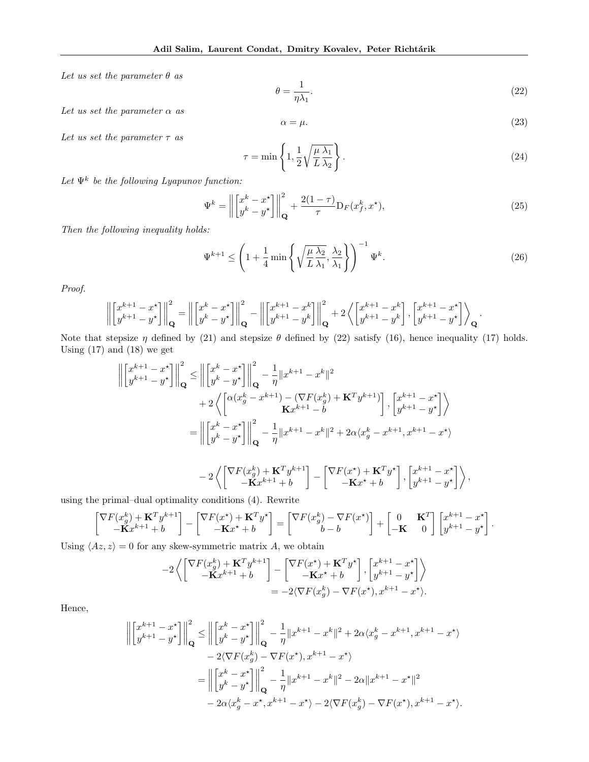*Let us set the parameter $\theta$ as*

$$\theta = \frac{1}{\eta \lambda_1}. \tag{22}$$

*Let us set the parameter $\alpha$ as*

$$\alpha = \mu. \tag{23}$$

*Let us set the parameter $\tau$ as*

$$\tau = \min\left\{1, \frac{1}{2}\sqrt{\frac{\mu}{L}\frac{\lambda_1}{\lambda_2}}\right\}. \tag{24}$$

*Let $\Psi^k$ be the following Lyapunov function:*

$$\Psi^k = \left\| \begin{bmatrix} x^k - x^\star \\ y^k - y^\star \end{bmatrix} \right\|_{\mathbf{Q}}^2 + \frac{2(1-\tau)}{\tau} \mathrm{D}_F(x_f^k, x^\star), \tag{25}$$

*Then the following inequality holds:*

$$\Psi^{k+1} \leq \left(1 + \frac{1}{4}\min\left\{\sqrt{\frac{\mu}{L}\frac{\lambda_2}{\lambda_1}}, \frac{\lambda_2}{\lambda_1}\right\}\right)^{-1} \Psi^k. \tag{26}$$

*Proof.*

$$\left\| \begin{bmatrix} x^{k+1} - x^\star \\ y^{k+1} - y^\star \end{bmatrix} \right\|_{\mathbf{Q}}^2 = \left\| \begin{bmatrix} x^k - x^\star \\ y^k - y^\star \end{bmatrix} \right\|_{\mathbf{Q}}^2 - \left\| \begin{bmatrix} x^{k+1} - x^k \\ y^{k+1} - y^k \end{bmatrix} \right\|_{\mathbf{Q}}^2 + 2\left\langle \begin{bmatrix} x^{k+1} - x^k \\ y^{k+1} - y^k \end{bmatrix}, \begin{bmatrix} x^{k+1} - x^\star \\ y^{k+1} - y^\star \end{bmatrix} \right\rangle_{\mathbf{Q}}.$$

Note that stepsize $\eta$ defined by (21) and stepsize $\theta$ defined by (22) satisfy (16), hence inequality (17) holds. Using (17) and (18) we get

$$\begin{aligned}
\left\| \begin{bmatrix} x^{k+1} - x^\star \\ y^{k+1} - y^\star \end{bmatrix} \right\|_{\mathbf{Q}}^2 &\leq \left\| \begin{bmatrix} x^k - x^\star \\ y^k - y^\star \end{bmatrix} \right\|_{\mathbf{Q}}^2 - \frac{1}{\eta}\|x^{k+1} - x^k\|^2 \\
&\quad + 2\left\langle \begin{bmatrix} \alpha(x_g^k - x^{k+1}) - (\nabla F(x_g^k) + \mathbf{K}^T y^{k+1}) \\ \mathbf{K}x^{k+1} - b \end{bmatrix}, \begin{bmatrix} x^{k+1} - x^\star \\ y^{k+1} - y^\star \end{bmatrix} \right\rangle \\
&= \left\| \begin{bmatrix} x^k - x^\star \\ y^k - y^\star \end{bmatrix} \right\|_{\mathbf{Q}}^2 - \frac{1}{\eta}\|x^{k+1} - x^k\|^2 + 2\alpha\langle x_g^k - x^{k+1}, x^{k+1} - x^\star \rangle \\
&\quad - 2\left\langle \begin{bmatrix} \nabla F(x_g^k) + \mathbf{K}^T y^{k+1} \\ -\mathbf{K}x^{k+1} + b \end{bmatrix} - \begin{bmatrix} \nabla F(x^\star) + \mathbf{K}^T y^\star \\ -\mathbf{K}x^\star + b \end{bmatrix}, \begin{bmatrix} x^{k+1} - x^\star \\ y^{k+1} - y^\star \end{bmatrix} \right\rangle,
\end{aligned}$$

using the primal–dual optimality conditions (4). Rewrite

$$\begin{bmatrix} \nabla F(x_g^k) + \mathbf{K}^T y^{k+1} \\ -\mathbf{K}x^{k+1} + b \end{bmatrix} - \begin{bmatrix} \nabla F(x^\star) + \mathbf{K}^T y^\star \\ -\mathbf{K}x^\star + b \end{bmatrix} = \begin{bmatrix} \nabla F(x_g^k) - \nabla F(x^\star) \\ b - b \end{bmatrix} + \begin{bmatrix} 0 & \mathbf{K}^T \\ -\mathbf{K} & 0 \end{bmatrix} \begin{bmatrix} x^{k+1} - x^\star \\ y^{k+1} - y^\star \end{bmatrix}.$$

Using $\langle Az, z \rangle = 0$ for any skew-symmetric matrix $A$, we obtain

$$\begin{aligned}
-2\left\langle \begin{bmatrix} \nabla F(x_g^k) + \mathbf{K}^T y^{k+1} \\ -\mathbf{K}x^{k+1} + b \end{bmatrix} - \begin{bmatrix} \nabla F(x^\star) + \mathbf{K}^T y^\star \\ -\mathbf{K}x^\star + b \end{bmatrix}, \begin{bmatrix} x^{k+1} - x^\star \\ y^{k+1} - y^\star \end{bmatrix} \right\rangle \\
= -2\langle \nabla F(x_g^k) - \nabla F(x^\star), x^{k+1} - x^\star \rangle.
\end{aligned}$$

Hence,

$$\begin{aligned}
\left\| \begin{bmatrix} x^{k+1} - x^\star \\ y^{k+1} - y^\star \end{bmatrix} \right\|_{\mathbf{Q}}^2 &\leq \left\| \begin{bmatrix} x^k - x^\star \\ y^k - y^\star \end{bmatrix} \right\|_{\mathbf{Q}}^2 - \frac{1}{\eta}\|x^{k+1} - x^k\|^2 + 2\alpha\langle x_g^k - x^{k+1}, x^{k+1} - x^\star \rangle \\
&\quad - 2\langle \nabla F(x_g^k) - \nabla F(x^\star), x^{k+1} - x^\star \rangle \\
&= \left\| \begin{bmatrix} x^k - x^\star \\ y^k - y^\star \end{bmatrix} \right\|_{\mathbf{Q}}^2 - \frac{1}{\eta}\|x^{k+1} - x^k\|^2 - 2\alpha\|x^{k+1} - x^\star\|^2 \\
&\quad - 2\alpha\langle x_g^k - x^\star, x^{k+1} - x^\star \rangle - 2\langle \nabla F(x_g^k) - \nabla F(x^\star), x^{k+1} - x^\star \rangle.
\end{aligned}$$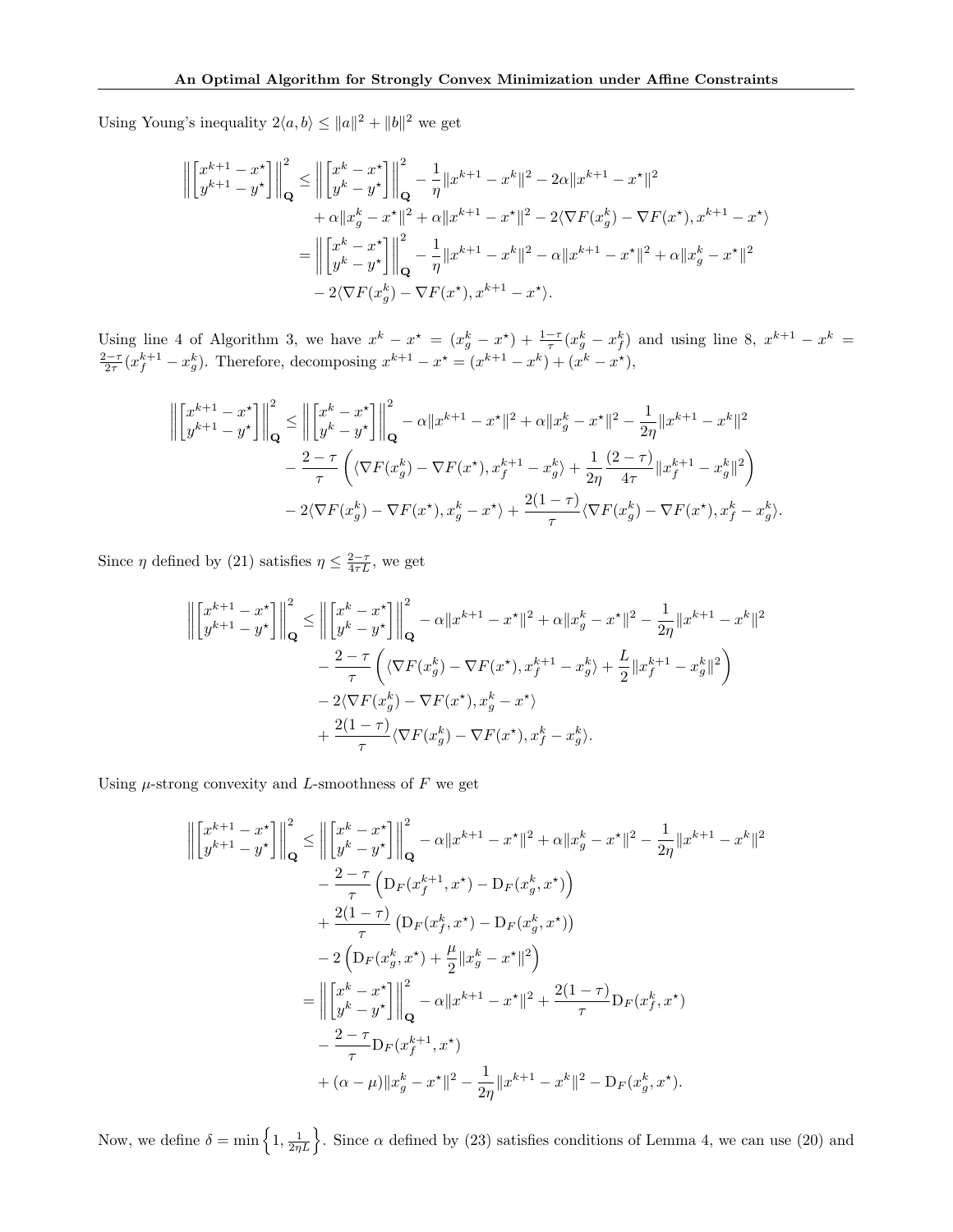Using Young's inequality $2\langle a, b\rangle \le \|a\|^2 + \|b\|^2$ we get

$$
\begin{aligned}
\left\|\begin{bmatrix} x^{k+1} - x^\star \\ y^{k+1} - y^\star \end{bmatrix}\right\|_{\mathbf{Q}}^2 &\le \left\|\begin{bmatrix} x^{k} - x^\star \\ y^{k} - y^\star \end{bmatrix}\right\|_{\mathbf{Q}}^2 - \frac{1}{\eta}\|x^{k+1} - x^k\|^2 - 2\alpha\|x^{k+1} - x^\star\|^2 \\
&\quad + \alpha\|x_g^k - x^\star\|^2 + \alpha\|x^{k+1} - x^\star\|^2 - 2\langle \nabla F(x_g^k) - \nabla F(x^\star), x^{k+1} - x^\star\rangle \\
&= \left\|\begin{bmatrix} x^{k} - x^\star \\ y^{k} - y^\star \end{bmatrix}\right\|_{\mathbf{Q}}^2 - \frac{1}{\eta}\|x^{k+1} - x^k\|^2 - \alpha\|x^{k+1} - x^\star\|^2 + \alpha\|x_g^k - x^\star\|^2 \\
&\quad - 2\langle \nabla F(x_g^k) - \nabla F(x^\star), x^{k+1} - x^\star\rangle.
\end{aligned}
$$

Using line 4 of Algorithm 3, we have $x^k - x^\star = (x_g^k - x^\star) + \frac{1-\tau}{\tau}(x_g^k - x_f^k)$ and using line 8, $x^{k+1} - x^k = \frac{2-\tau}{2\tau}(x_f^{k+1} - x_g^k)$. Therefore, decomposing $x^{k+1} - x^\star = (x^{k+1} - x^k) + (x^k - x^\star)$,

$$
\begin{aligned}
\left\|\begin{bmatrix} x^{k+1} - x^\star \\ y^{k+1} - y^\star \end{bmatrix}\right\|_{\mathbf{Q}}^2 &\le \left\|\begin{bmatrix} x^{k} - x^\star \\ y^{k} - y^\star \end{bmatrix}\right\|_{\mathbf{Q}}^2 - \alpha\|x^{k+1} - x^\star\|^2 + \alpha\|x_g^k - x^\star\|^2 - \frac{1}{2\eta}\|x^{k+1} - x^k\|^2 \\
&\quad - \frac{2-\tau}{\tau}\left(\langle \nabla F(x_g^k) - \nabla F(x^\star), x_f^{k+1} - x_g^k\rangle + \frac{1}{2\eta}\frac{(2-\tau)}{4\tau}\|x_f^{k+1} - x_g^k\|^2\right) \\
&\quad - 2\langle \nabla F(x_g^k) - \nabla F(x^\star), x_g^k - x^\star\rangle + \frac{2(1-\tau)}{\tau}\langle \nabla F(x_g^k) - \nabla F(x^\star), x_f^k - x_g^k\rangle.
\end{aligned}
$$

Since $\eta$ defined by (21) satisfies $\eta \le \frac{2-\tau}{4\tau L}$, we get

$$
\begin{aligned}
\left\|\begin{bmatrix} x^{k+1} - x^\star \\ y^{k+1} - y^\star \end{bmatrix}\right\|_{\mathbf{Q}}^2 &\le \left\|\begin{bmatrix} x^{k} - x^\star \\ y^{k} - y^\star \end{bmatrix}\right\|_{\mathbf{Q}}^2 - \alpha\|x^{k+1} - x^\star\|^2 + \alpha\|x_g^k - x^\star\|^2 - \frac{1}{2\eta}\|x^{k+1} - x^k\|^2 \\
&\quad - \frac{2-\tau}{\tau}\left(\langle \nabla F(x_g^k) - \nabla F(x^\star), x_f^{k+1} - x_g^k\rangle + \frac{L}{2}\|x_f^{k+1} - x_g^k\|^2\right) \\
&\quad - 2\langle \nabla F(x_g^k) - \nabla F(x^\star), x_g^k - x^\star\rangle \\
&\quad + \frac{2(1-\tau)}{\tau}\langle \nabla F(x_g^k) - \nabla F(x^\star), x_f^k - x_g^k\rangle.
\end{aligned}
$$

Using $\mu$-strong convexity and $L$-smoothness of $F$ we get

$$
\begin{aligned}
\left\|\begin{bmatrix} x^{k+1} - x^\star \\ y^{k+1} - y^\star \end{bmatrix}\right\|_{\mathbf{Q}}^2 &\le \left\|\begin{bmatrix} x^{k} - x^\star \\ y^{k} - y^\star \end{bmatrix}\right\|_{\mathbf{Q}}^2 - \alpha\|x^{k+1} - x^\star\|^2 + \alpha\|x_g^k - x^\star\|^2 - \frac{1}{2\eta}\|x^{k+1} - x^k\|^2 \\
&\quad - \frac{2-\tau}{\tau}\left(\mathrm{D}_F(x_f^{k+1}, x^\star) - \mathrm{D}_F(x_g^k, x^\star)\right) \\
&\quad + \frac{2(1-\tau)}{\tau}\left(\mathrm{D}_F(x_f^k, x^\star) - \mathrm{D}_F(x_g^k, x^\star)\right) \\
&\quad - 2\left(\mathrm{D}_F(x_g^k, x^\star) + \frac{\mu}{2}\|x_g^k - x^\star\|^2\right) \\
&= \left\|\begin{bmatrix} x^{k} - x^\star \\ y^{k} - y^\star \end{bmatrix}\right\|_{\mathbf{Q}}^2 - \alpha\|x^{k+1} - x^\star\|^2 + \frac{2(1-\tau)}{\tau}\mathrm{D}_F(x_f^k, x^\star) \\
&\quad - \frac{2-\tau}{\tau}\mathrm{D}_F(x_f^{k+1}, x^\star) \\
&\quad + (\alpha - \mu)\|x_g^k - x^\star\|^2 - \frac{1}{2\eta}\|x^{k+1} - x^k\|^2 - \mathrm{D}_F(x_g^k, x^\star).
\end{aligned}
$$

Now, we define $\delta = \min\left\{1, \frac{1}{2\eta L}\right\}$. Since $\alpha$ defined by (23) satisfies conditions of Lemma 4, we can use (20) and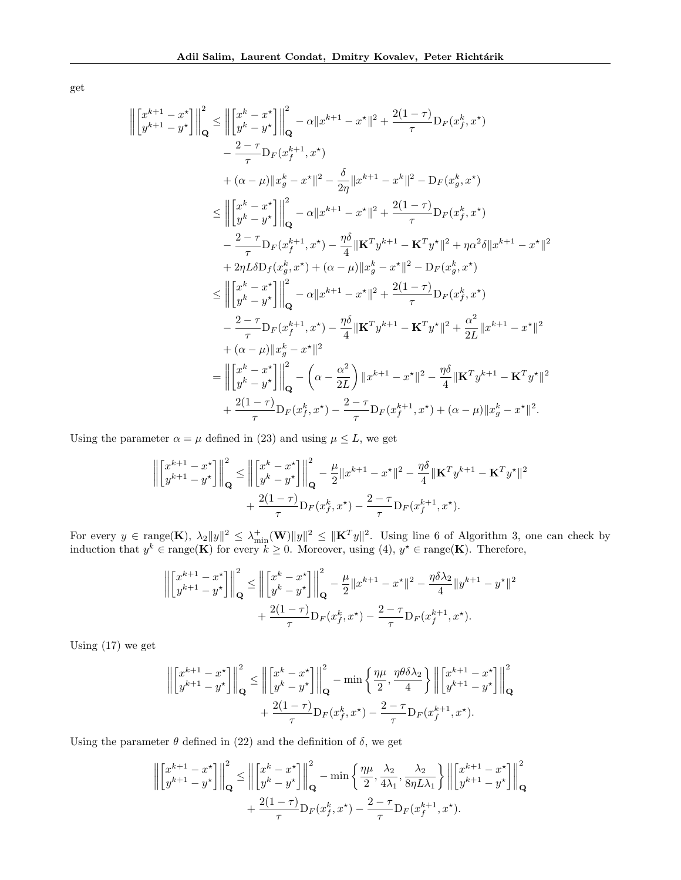get

$$
\begin{aligned}
\left\|\begin{bmatrix} x^{k+1}-x^\star \\ y^{k+1}-y^\star \end{bmatrix}\right\|_{\mathbf{Q}}^2 \leq{}& \left\|\begin{bmatrix} x^{k}-x^\star \\ y^{k}-y^\star \end{bmatrix}\right\|_{\mathbf{Q}}^2 - \alpha\|x^{k+1}-x^\star\|^2 + \frac{2(1-\tau)}{\tau}\mathrm{D}_F(x_f^k,x^\star) \\
&- \frac{2-\tau}{\tau}\mathrm{D}_F(x_f^{k+1},x^\star) \\
&+ (\alpha-\mu)\|x_g^k - x^\star\|^2 - \frac{\delta}{2\eta}\|x^{k+1}-x^k\|^2 - \mathrm{D}_F(x_g^k,x^\star) \\
\leq{}& \left\|\begin{bmatrix} x^{k}-x^\star \\ y^{k}-y^\star \end{bmatrix}\right\|_{\mathbf{Q}}^2 - \alpha\|x^{k+1}-x^\star\|^2 + \frac{2(1-\tau)}{\tau}\mathrm{D}_F(x_f^k,x^\star) \\
&- \frac{2-\tau}{\tau}\mathrm{D}_F(x_f^{k+1},x^\star) - \frac{\eta\delta}{4}\|\mathbf{K}^T y^{k+1} - \mathbf{K}^T y^\star\|^2 + \eta\alpha^2\delta\|x^{k+1}-x^\star\|^2 \\
&+ 2\eta L\delta \mathrm{D}_f(x_g^k,x^\star) + (\alpha-\mu)\|x_g^k-x^\star\|^2 - \mathrm{D}_F(x_g^k,x^\star) \\
\leq{}& \left\|\begin{bmatrix} x^{k}-x^\star \\ y^{k}-y^\star \end{bmatrix}\right\|_{\mathbf{Q}}^2 - \alpha\|x^{k+1}-x^\star\|^2 + \frac{2(1-\tau)}{\tau}\mathrm{D}_F(x_f^k,x^\star) \\
&- \frac{2-\tau}{\tau}\mathrm{D}_F(x_f^{k+1},x^\star) - \frac{\eta\delta}{4}\|\mathbf{K}^T y^{k+1} - \mathbf{K}^T y^\star\|^2 + \frac{\alpha^2}{2L}\|x^{k+1}-x^\star\|^2 \\
&+ (\alpha-\mu)\|x_g^k-x^\star\|^2 \\
={}& \left\|\begin{bmatrix} x^{k}-x^\star \\ y^{k}-y^\star \end{bmatrix}\right\|_{\mathbf{Q}}^2 - \left(\alpha - \frac{\alpha^2}{2L}\right)\|x^{k+1}-x^\star\|^2 - \frac{\eta\delta}{4}\|\mathbf{K}^T y^{k+1} - \mathbf{K}^T y^\star\|^2 \\
&+ \frac{2(1-\tau)}{\tau}\mathrm{D}_F(x_f^k,x^\star) - \frac{2-\tau}{\tau}\mathrm{D}_F(x_f^{k+1},x^\star) + (\alpha-\mu)\|x_g^k-x^\star\|^2.
\end{aligned}
$$

Using the parameter $\alpha = \mu$ defined in (23) and using $\mu \leq L$, we get

$$
\begin{aligned}
\left\|\begin{bmatrix} x^{k+1}-x^\star \\ y^{k+1}-y^\star \end{bmatrix}\right\|_{\mathbf{Q}}^2 \leq{}& \left\|\begin{bmatrix} x^{k}-x^\star \\ y^{k}-y^\star \end{bmatrix}\right\|_{\mathbf{Q}}^2 - \frac{\mu}{2}\|x^{k+1}-x^\star\|^2 - \frac{\eta\delta}{4}\|\mathbf{K}^T y^{k+1} - \mathbf{K}^T y^\star\|^2 \\
&+ \frac{2(1-\tau)}{\tau}\mathrm{D}_F(x_f^k,x^\star) - \frac{2-\tau}{\tau}\mathrm{D}_F(x_f^{k+1},x^\star).
\end{aligned}
$$

For every $y \in \mathrm{range}(\mathbf{K})$, $\lambda_2\|y\|^2 \leq \lambda_{\min}^+(\mathbf{W})\|y\|^2 \leq \|\mathbf{K}^T y\|^2$. Using line 6 of Algorithm 3, one can check by induction that $y^k \in \mathrm{range}(\mathbf{K})$ for every $k \geq 0$. Moreover, using (4), $y^\star \in \mathrm{range}(\mathbf{K})$. Therefore,

$$
\begin{aligned}
\left\|\begin{bmatrix} x^{k+1}-x^\star \\ y^{k+1}-y^\star \end{bmatrix}\right\|_{\mathbf{Q}}^2 \leq{}& \left\|\begin{bmatrix} x^{k}-x^\star \\ y^{k}-y^\star \end{bmatrix}\right\|_{\mathbf{Q}}^2 - \frac{\mu}{2}\|x^{k+1}-x^\star\|^2 - \frac{\eta\delta\lambda_2}{4}\|y^{k+1} - y^\star\|^2 \\
&+ \frac{2(1-\tau)}{\tau}\mathrm{D}_F(x_f^k,x^\star) - \frac{2-\tau}{\tau}\mathrm{D}_F(x_f^{k+1},x^\star).
\end{aligned}
$$

Using (17) we get

$$
\begin{aligned}
\left\|\begin{bmatrix} x^{k+1}-x^\star \\ y^{k+1}-y^\star \end{bmatrix}\right\|_{\mathbf{Q}}^2 \leq{}& \left\|\begin{bmatrix} x^{k}-x^\star \\ y^{k}-y^\star \end{bmatrix}\right\|_{\mathbf{Q}}^2 - \min\left\{\frac{\eta\mu}{2}, \frac{\eta\theta\delta\lambda_2}{4}\right\}\left\|\begin{bmatrix} x^{k+1}-x^\star \\ y^{k+1}-y^\star \end{bmatrix}\right\|_{\mathbf{Q}}^2 \\
&+ \frac{2(1-\tau)}{\tau}\mathrm{D}_F(x_f^k,x^\star) - \frac{2-\tau}{\tau}\mathrm{D}_F(x_f^{k+1},x^\star).
\end{aligned}
$$

Using the parameter $\theta$ defined in (22) and the definition of $\delta$, we get

$$
\begin{aligned}
\left\|\begin{bmatrix} x^{k+1}-x^\star \\ y^{k+1}-y^\star \end{bmatrix}\right\|_{\mathbf{Q}}^2 \leq{}& \left\|\begin{bmatrix} x^{k}-x^\star \\ y^{k}-y^\star \end{bmatrix}\right\|_{\mathbf{Q}}^2 - \min\left\{\frac{\eta\mu}{2}, \frac{\lambda_2}{4\lambda_1}, \frac{\lambda_2}{8\eta L\lambda_1}\right\}\left\|\begin{bmatrix} x^{k+1}-x^\star \\ y^{k+1}-y^\star \end{bmatrix}\right\|_{\mathbf{Q}}^2 \\
&+ \frac{2(1-\tau)}{\tau}\mathrm{D}_F(x_f^k,x^\star) - \frac{2-\tau}{\tau}\mathrm{D}_F(x_f^{k+1},x^\star).
\end{aligned}
$$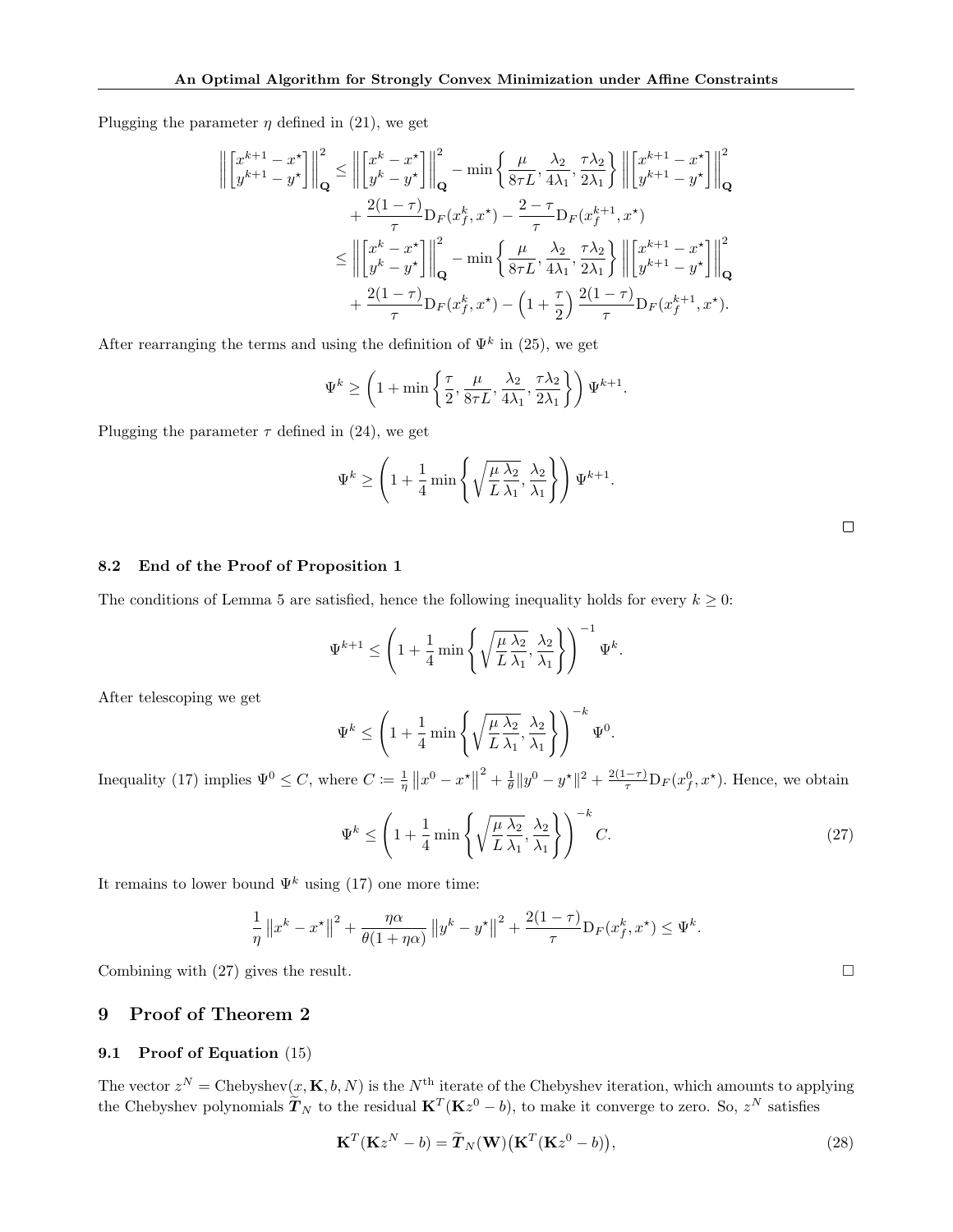Plugging the parameter $\eta$ defined in (21), we get

$$
\begin{aligned}
\left\| \begin{bmatrix} x^{k+1}-x^\star \\ y^{k+1}-y^\star \end{bmatrix} \right\|_{\mathbf{Q}}^2 &\le \left\| \begin{bmatrix} x^{k}-x^\star \\ y^{k}-y^\star \end{bmatrix} \right\|_{\mathbf{Q}}^2 - \min\left\{ \frac{\mu}{8\tau L}, \frac{\lambda_2}{4\lambda_1}, \frac{\tau\lambda_2}{2\lambda_1} \right\} \left\| \begin{bmatrix} x^{k+1}-x^\star \\ y^{k+1}-y^\star \end{bmatrix} \right\|_{\mathbf{Q}}^2 \\
&\quad + \frac{2(1-\tau)}{\tau} \mathrm{D}_F(x_f^k, x^\star) - \frac{2-\tau}{\tau} \mathrm{D}_F(x_f^{k+1}, x^\star) \\
&\le \left\| \begin{bmatrix} x^{k}-x^\star \\ y^{k}-y^\star \end{bmatrix} \right\|_{\mathbf{Q}}^2 - \min\left\{ \frac{\mu}{8\tau L}, \frac{\lambda_2}{4\lambda_1}, \frac{\tau\lambda_2}{2\lambda_1} \right\} \left\| \begin{bmatrix} x^{k+1}-x^\star \\ y^{k+1}-y^\star \end{bmatrix} \right\|_{\mathbf{Q}}^2 \\
&\quad + \frac{2(1-\tau)}{\tau} \mathrm{D}_F(x_f^k, x^\star) - \left(1 + \frac{\tau}{2}\right) \frac{2(1-\tau)}{\tau} \mathrm{D}_F(x_f^{k+1}, x^\star).
\end{aligned}
$$

After rearranging the terms and using the definition of $\Psi^k$ in (25), we get

$$
\Psi^k \ge \left(1 + \min\left\{ \frac{\tau}{2}, \frac{\mu}{8\tau L}, \frac{\lambda_2}{4\lambda_1}, \frac{\tau\lambda_2}{2\lambda_1} \right\}\right) \Psi^{k+1}.
$$

Plugging the parameter $\tau$ defined in (24), we get

$$
\Psi^k \ge \left(1 + \frac{1}{4}\min\left\{ \sqrt{\frac{\mu}{L}\frac{\lambda_2}{\lambda_1}}, \frac{\lambda_2}{\lambda_1} \right\}\right) \Psi^{k+1}.
$$

□

### 8.2 End of the Proof of Proposition 1

The conditions of Lemma 5 are satisfied, hence the following inequality holds for every $k \ge 0$:

$$
\Psi^{k+1} \le \left(1 + \frac{1}{4}\min\left\{ \sqrt{\frac{\mu}{L}\frac{\lambda_2}{\lambda_1}}, \frac{\lambda_2}{\lambda_1} \right\}\right)^{-1} \Psi^{k}.
$$

After telescoping we get

$$
\Psi^{k} \le \left(1 + \frac{1}{4}\min\left\{ \sqrt{\frac{\mu}{L}\frac{\lambda_2}{\lambda_1}}, \frac{\lambda_2}{\lambda_1} \right\}\right)^{-k} \Psi^{0}.
$$

Inequality (17) implies $\Psi^0 \le C$, where $C \coloneqq \frac{1}{\eta}\left\|x^0 - x^\star\right\|^2 + \frac{1}{\theta}\|y^0 - y^\star\|^2 + \frac{2(1-\tau)}{\tau}\mathrm{D}_F(x_f^0, x^\star)$. Hence, we obtain

$$
\Psi^{k} \le \left(1 + \frac{1}{4}\min\left\{ \sqrt{\frac{\mu}{L}\frac{\lambda_2}{\lambda_1}}, \frac{\lambda_2}{\lambda_1} \right\}\right)^{-k} C. \tag{27}
$$

It remains to lower bound $\Psi^k$ using (17) one more time:

$$
\frac{1}{\eta}\left\|x^k - x^\star\right\|^2 + \frac{\eta\alpha}{\theta(1+\eta\alpha)}\left\|y^k - y^\star\right\|^2 + \frac{2(1-\tau)}{\tau}\mathrm{D}_F(x_f^k, x^\star) \le \Psi^k.
$$

Combining with (27) gives the result. □

## 9 Proof of Theorem 2

### 9.1 Proof of Equation (15)

The vector $z^N = \mathrm{Chebyshev}(x, \mathbf{K}, b, N)$ is the $N^{\text{th}}$ iterate of the Chebyshev iteration, which amounts to applying the Chebyshev polynomials $\widetilde{\boldsymbol{T}}_N$ to the residual $\mathbf{K}^T(\mathbf{K}z^0 - b)$, to make it converge to zero. So, $z^N$ satisfies

$$
\mathbf{K}^T(\mathbf{K}z^N - b) = \widetilde{\boldsymbol{T}}_N(\mathbf{W})\big(\mathbf{K}^T(\mathbf{K}z^0 - b)\big), \tag{28}
$$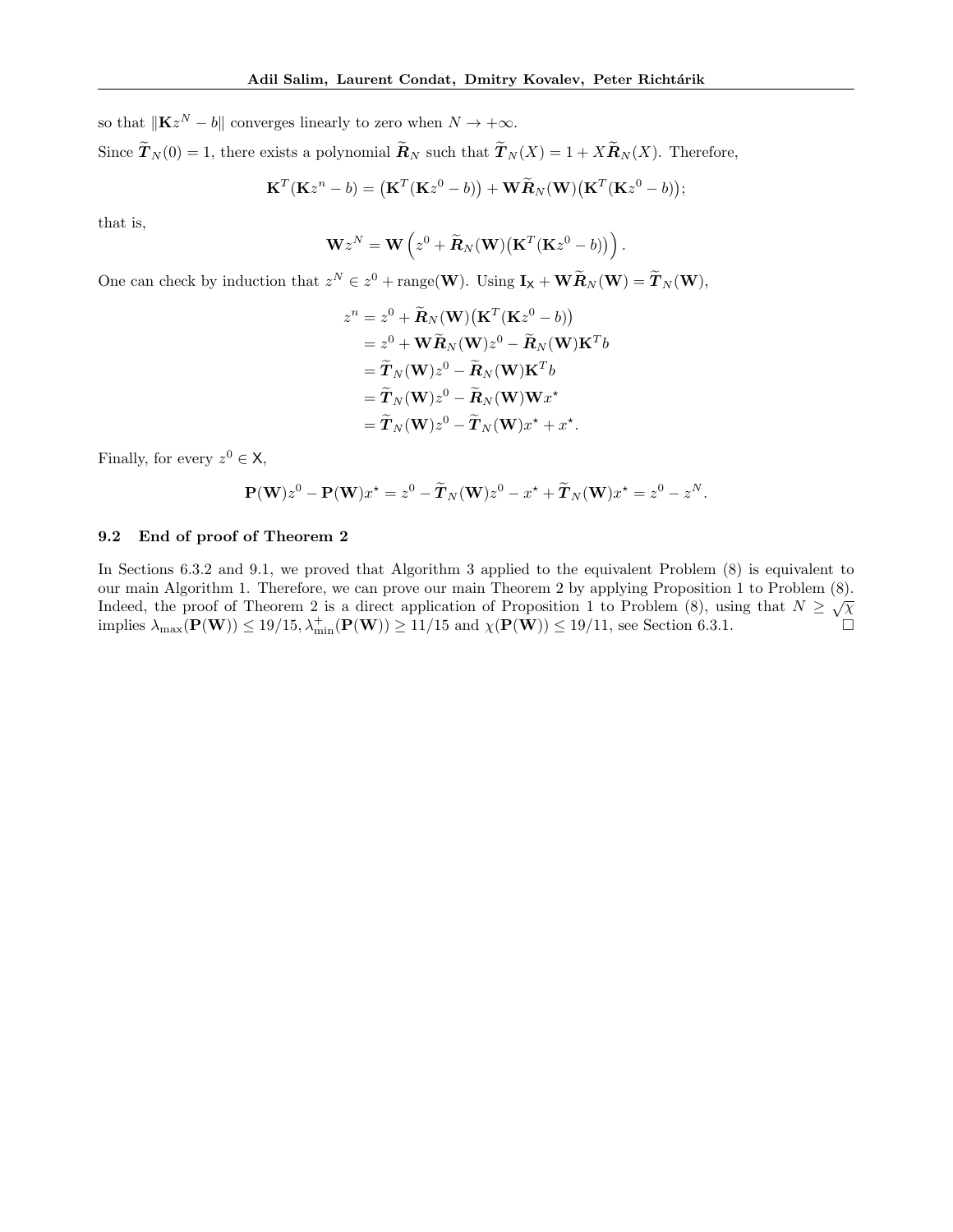so that $\|\mathbf{K}z^N - b\|$ converges linearly to zero when $N \to +\infty$.

Since $\widetilde{\boldsymbol{T}}_N(0) = 1$, there exists a polynomial $\widetilde{\boldsymbol{R}}_N$ such that $\widetilde{\boldsymbol{T}}_N(X) = 1 + X\widetilde{\boldsymbol{R}}_N(X)$. Therefore,

$$\mathbf{K}^T(\mathbf{K}z^n - b) = \big(\mathbf{K}^T(\mathbf{K}z^0 - b)\big) + \mathbf{W}\widetilde{\boldsymbol{R}}_N(\mathbf{W})\big(\mathbf{K}^T(\mathbf{K}z^0 - b)\big);$$

that is,

$$\mathbf{W}z^N = \mathbf{W}\left(z^0 + \widetilde{\boldsymbol{R}}_N(\mathbf{W})\big(\mathbf{K}^T(\mathbf{K}z^0 - b)\big)\right).$$

One can check by induction that $z^N \in z^0 + \mathrm{range}(\mathbf{W})$. Using $\mathbf{I}_{\mathsf{X}} + \mathbf{W}\widetilde{\boldsymbol{R}}_N(\mathbf{W}) = \widetilde{\boldsymbol{T}}_N(\mathbf{W})$,

$$\begin{aligned}
z^n &= z^0 + \widetilde{\boldsymbol{R}}_N(\mathbf{W})\big(\mathbf{K}^T(\mathbf{K}z^0 - b)\big) \\
&= z^0 + \mathbf{W}\widetilde{\boldsymbol{R}}_N(\mathbf{W})z^0 - \widetilde{\boldsymbol{R}}_N(\mathbf{W})\mathbf{K}^T b \\
&= \widetilde{\boldsymbol{T}}_N(\mathbf{W})z^0 - \widetilde{\boldsymbol{R}}_N(\mathbf{W})\mathbf{K}^T b \\
&= \widetilde{\boldsymbol{T}}_N(\mathbf{W})z^0 - \widetilde{\boldsymbol{R}}_N(\mathbf{W})\mathbf{W}x^\star \\
&= \widetilde{\boldsymbol{T}}_N(\mathbf{W})z^0 - \widetilde{\boldsymbol{T}}_N(\mathbf{W})x^\star + x^\star.
\end{aligned}$$

Finally, for every $z^0 \in \mathsf{X}$,

$$\mathbf{P}(\mathbf{W})z^0 - \mathbf{P}(\mathbf{W})x^\star = z^0 - \widetilde{\boldsymbol{T}}_N(\mathbf{W})z^0 - x^\star + \widetilde{\boldsymbol{T}}_N(\mathbf{W})x^\star = z^0 - z^N.$$

### 9.2 End of proof of Theorem 2

In Sections 6.3.2 and 9.1, we proved that Algorithm 3 applied to the equivalent Problem (8) is equivalent to our main Algorithm 1. Therefore, we can prove our main Theorem 2 by applying Proposition 1 to Problem (8). Indeed, the proof of Theorem 2 is a direct application of Proposition 1 to Problem (8), using that $N \geq \sqrt{\chi}$ implies $\lambda_{\max}(\mathbf{P}(\mathbf{W})) \leq 19/15, \lambda_{\min}^{+}(\mathbf{P}(\mathbf{W})) \geq 11/15$ and $\chi(\mathbf{P}(\mathbf{W})) \leq 19/11$, see Section 6.3.1. □